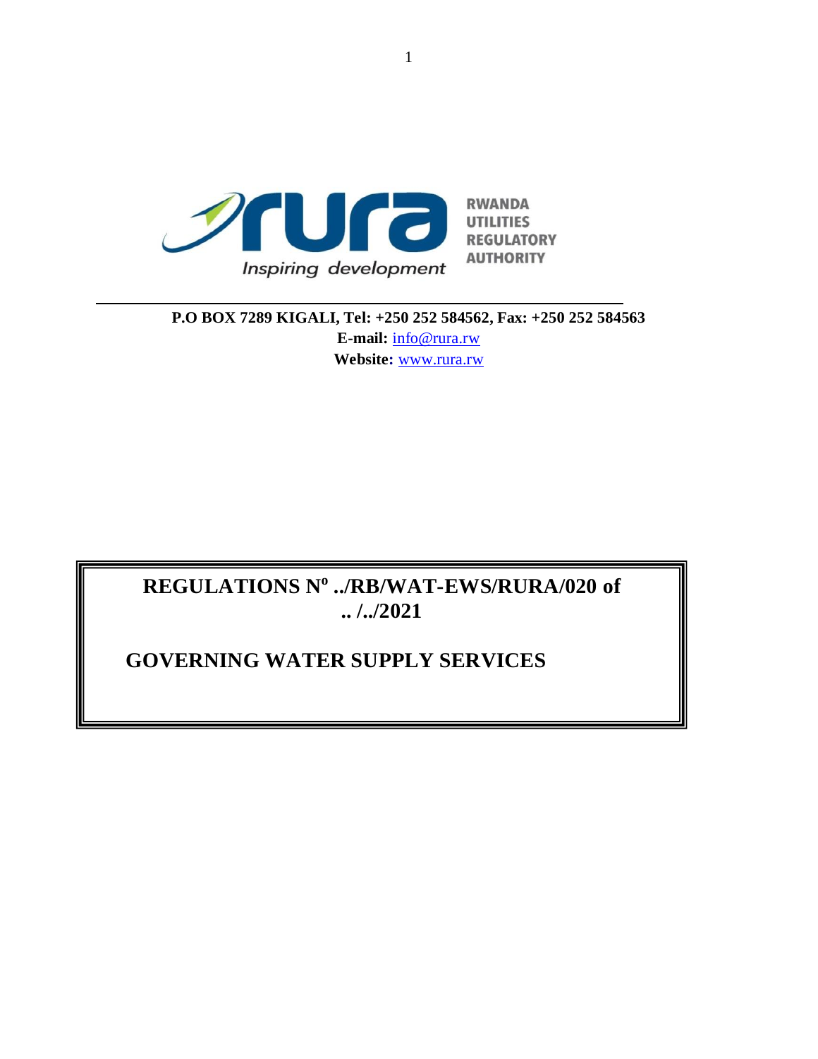RWANDA UTILITIES REGULATORY AUTHORITY

Inspiring development

**P.O BOX 7289 KIGALI, Tel: +250 252 584562, Fax: +250 252 584563**
**E-mail:** info@rura.rw
**Website:** www.rura.rw

# REGULATIONS Nº ../RB/WAT-EWS/RURA/020 of .. /../2021

# GOVERNING WATER SUPPLY SERVICES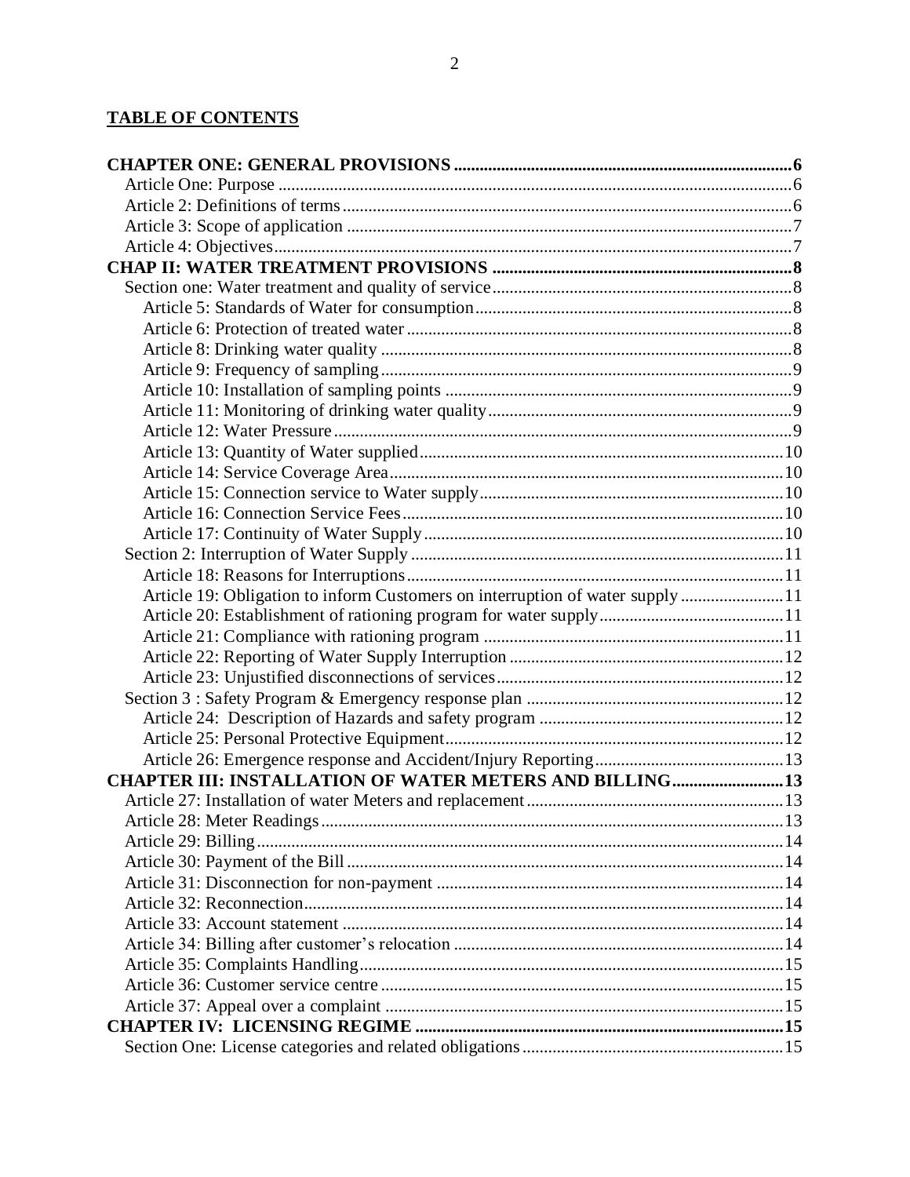## TABLE OF CONTENTS

**CHAPTER ONE: GENERAL PROVISIONS** ..... 6

- Article One: Purpose ..... 6
- Article 2: Definitions of terms ..... 6
- Article 3: Scope of application ..... 7
- Article 4: Objectives ..... 7

**CHAP II: WATER TREATMENT PROVISIONS** ..... 8

- Section one: Water treatment and quality of service ..... 8
  - Article 5: Standards of Water for consumption ..... 8
  - Article 6: Protection of treated water ..... 8
  - Article 8: Drinking water quality ..... 8
  - Article 9: Frequency of sampling ..... 9
  - Article 10: Installation of sampling points ..... 9
  - Article 11: Monitoring of drinking water quality ..... 9
  - Article 12: Water Pressure ..... 9
  - Article 13: Quantity of Water supplied ..... 10
  - Article 14: Service Coverage Area ..... 10
  - Article 15: Connection service to Water supply ..... 10
  - Article 16: Connection Service Fees ..... 10
  - Article 17: Continuity of Water Supply ..... 10
- Section 2: Interruption of Water Supply ..... 11
  - Article 18: Reasons for Interruptions ..... 11
  - Article 19: Obligation to inform Customers on interruption of water supply ..... 11
  - Article 20: Establishment of rationing program for water supply ..... 11
  - Article 21: Compliance with rationing program ..... 11
  - Article 22: Reporting of Water Supply Interruption ..... 12
  - Article 23: Unjustified disconnections of services ..... 12
- Section 3 : Safety Program & Emergency response plan ..... 12
  - Article 24: Description of Hazards and safety program ..... 12
  - Article 25: Personal Protective Equipment ..... 12
  - Article 26: Emergence response and Accident/Injury Reporting ..... 13

**CHAPTER III: INSTALLATION OF WATER METERS AND BILLING** ..... 13

- Article 27: Installation of water Meters and replacement ..... 13
- Article 28: Meter Readings ..... 13
- Article 29: Billing ..... 14
- Article 30: Payment of the Bill ..... 14
- Article 31: Disconnection for non-payment ..... 14
- Article 32: Reconnection ..... 14
- Article 33: Account statement ..... 14
- Article 34: Billing after customer's relocation ..... 14
- Article 35: Complaints Handling ..... 15
- Article 36: Customer service centre ..... 15
- Article 37: Appeal over a complaint ..... 15

**CHAPTER IV: LICENSING REGIME** ..... 15

- Section One: License categories and related obligations ..... 15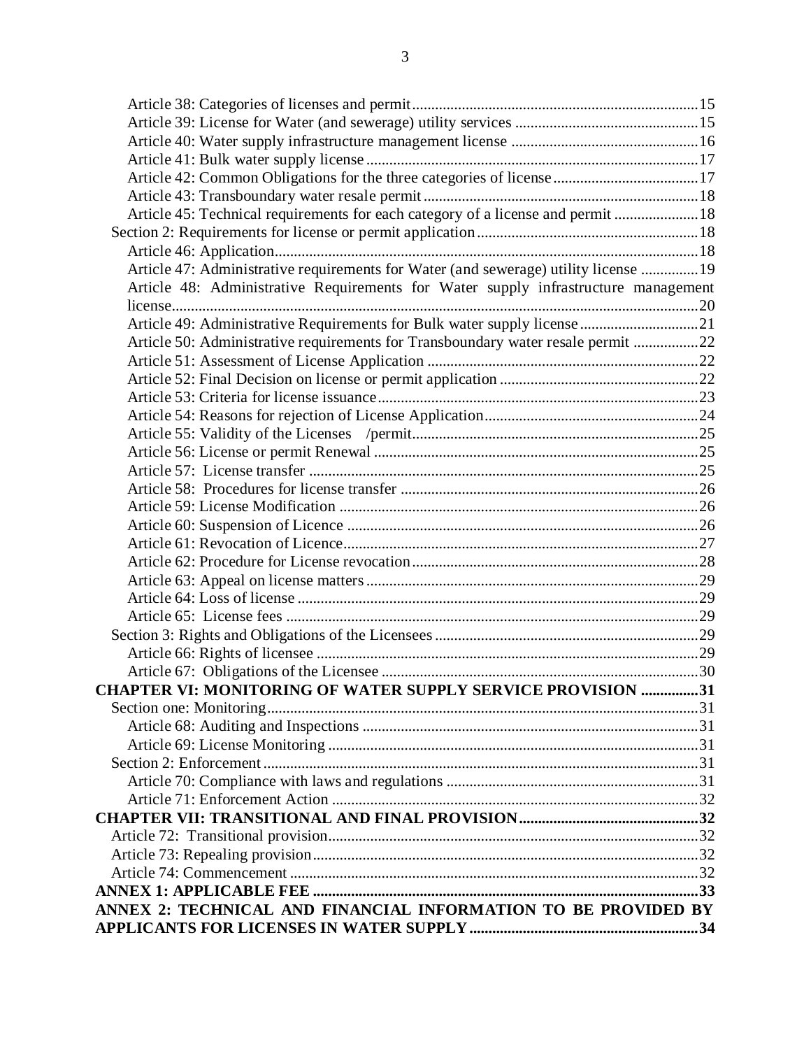Article 38: Categories of licenses and permit ........................................................................ 15
Article 39: License for Water (and sewerage) utility services ................................................ 15
Article 40: Water supply infrastructure management license ................................................ 16
Article 41: Bulk water supply license ..................................................................................... 17
Article 42: Common Obligations for the three categories of license ..................................... 17
Article 43: Transboundary water resale permit ...................................................................... 18
Article 45: Technical requirements for each category of a license and permit ...................... 18
Section 2: Requirements for license or permit application ......................................................... 18
Article 46: Application ............................................................................................................ 18
Article 47: Administrative requirements for Water (and sewerage) utility license ............... 19
Article 48: Administrative Requirements for Water supply infrastructure management license ...................................................................................................................................... 20
Article 49: Administrative Requirements for Bulk water supply license .............................. 21
Article 50: Administrative requirements for Transboundary water resale permit ................. 22
Article 51: Assessment of License Application ...................................................................... 22
Article 52: Final Decision on license or permit application ................................................... 22
Article 53: Criteria for license issuance .................................................................................. 23
Article 54: Reasons for rejection of License Application ....................................................... 24
Article 55: Validity of the Licenses /permit ........................................................................... 25
Article 56: License or permit Renewal ................................................................................... 25
Article 57: License transfer .................................................................................................... 25
Article 58: Procedures for license transfer ............................................................................. 26
Article 59: License Modification ............................................................................................ 26
Article 60: Suspension of Licence .......................................................................................... 26
Article 61: Revocation of Licence ........................................................................................... 27
Article 62: Procedure for License revocation ......................................................................... 28
Article 63: Appeal on license matters ..................................................................................... 29
Article 64: Loss of license ....................................................................................................... 29
Article 65: License fees .......................................................................................................... 29
Section 3: Rights and Obligations of the Licensees ................................................................... 29
Article 66: Rights of licensee .................................................................................................. 29
Article 67: Obligations of the Licensee .................................................................................. 30
**CHAPTER VI: MONITORING OF WATER SUPPLY SERVICE PROVISION ............... 31**
Section one: Monitoring ............................................................................................................... 31
Article 68: Auditing and Inspections ...................................................................................... 31
Article 69: License Monitoring ............................................................................................... 31
Section 2: Enforcement ................................................................................................................ 31
Article 70: Compliance with laws and regulations ................................................................ 31
Article 71: Enforcement Action .............................................................................................. 32
**CHAPTER VII: TRANSITIONAL AND FINAL PROVISION .............................................. 32**
Article 72: Transitional provision ................................................................................................ 32
Article 73: Repealing provision .................................................................................................... 32
Article 74: Commencement ......................................................................................................... 32
**ANNEX 1: APPLICABLE FEE .................................................................................................. 33**
**ANNEX 2: TECHNICAL AND FINANCIAL INFORMATION TO BE PROVIDED BY APPLICANTS FOR LICENSES IN WATER SUPPLY ........................................................... 34**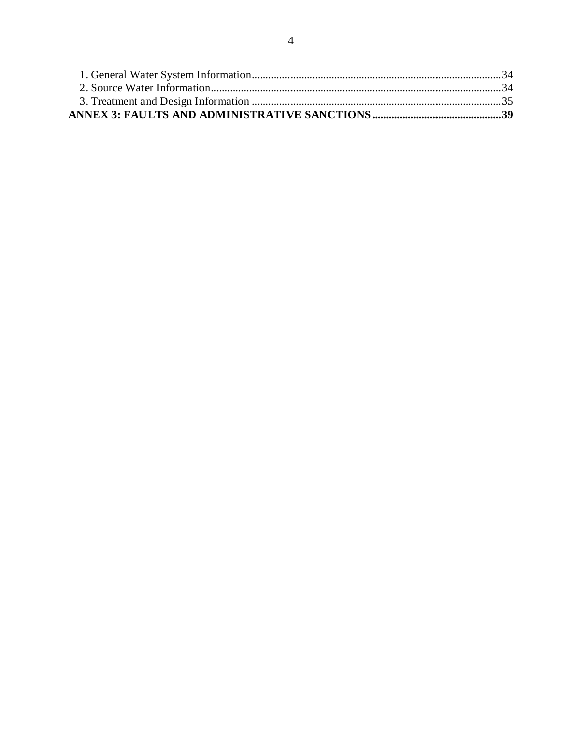1. General Water System Information....................................................................................34
2. Source Water Information.............................................................................................34
3. Treatment and Design Information ..................................................................................35

**ANNEX 3: FAULTS AND ADMINISTRATIVE SANCTIONS...............................................39**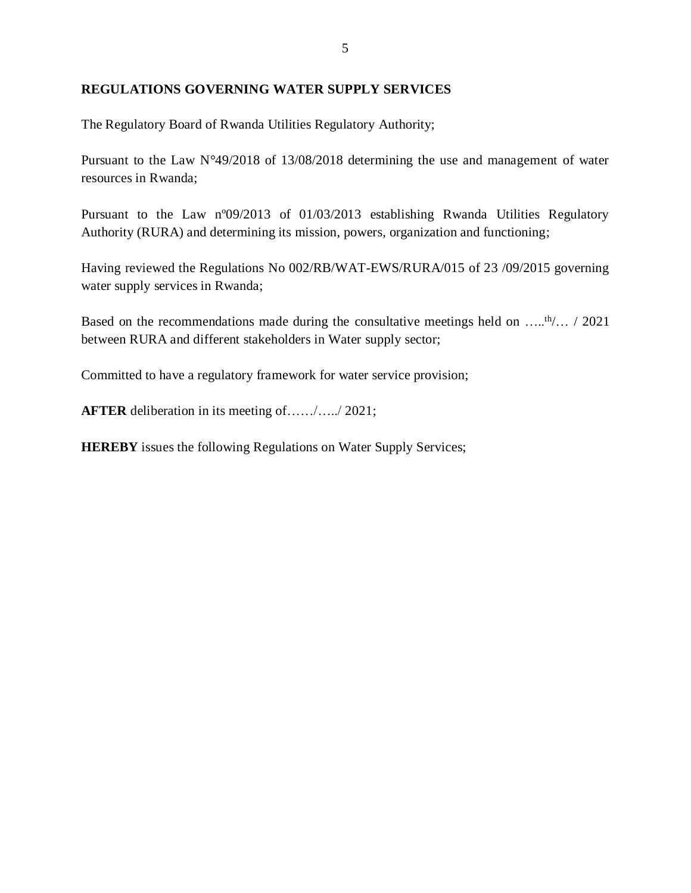**REGULATIONS GOVERNING WATER SUPPLY SERVICES**

The Regulatory Board of Rwanda Utilities Regulatory Authority;

Pursuant to the Law N°49/2018 of 13/08/2018 determining the use and management of water resources in Rwanda;

Pursuant to the Law nº09/2013 of 01/03/2013 establishing Rwanda Utilities Regulatory Authority (RURA) and determining its mission, powers, organization and functioning;

Having reviewed the Regulations No 002/RB/WAT-EWS/RURA/015 of 23 /09/2015 governing water supply services in Rwanda;

Based on the recommendations made during the consultative meetings held on …..th/… / 2021 between RURA and different stakeholders in Water supply sector;

Committed to have a regulatory framework for water service provision;

**AFTER** deliberation in its meeting of……/…../ 2021;

**HEREBY** issues the following Regulations on Water Supply Services;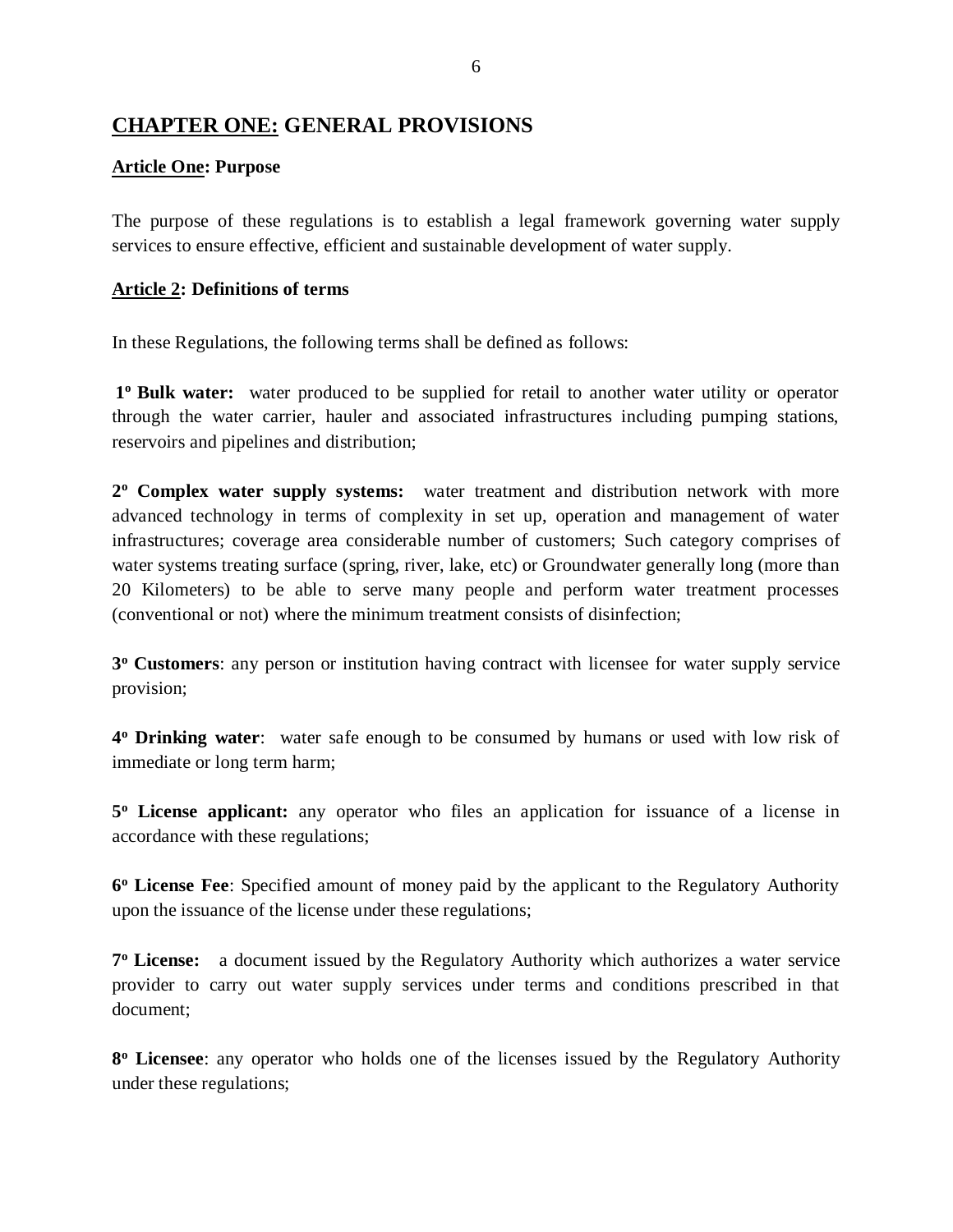## CHAPTER ONE: GENERAL PROVISIONS

**Article One: Purpose**

The purpose of these regulations is to establish a legal framework governing water supply services to ensure effective, efficient and sustainable development of water supply.

**Article 2: Definitions of terms**

In these Regulations, the following terms shall be defined as follows:

**1º Bulk water:** water produced to be supplied for retail to another water utility or operator through the water carrier, hauler and associated infrastructures including pumping stations, reservoirs and pipelines and distribution;

**2º Complex water supply systems:** water treatment and distribution network with more advanced technology in terms of complexity in set up, operation and management of water infrastructures; coverage area considerable number of customers; Such category comprises of water systems treating surface (spring, river, lake, etc) or Groundwater generally long (more than 20 Kilometers) to be able to serve many people and perform water treatment processes (conventional or not) where the minimum treatment consists of disinfection;

**3º Customers**: any person or institution having contract with licensee for water supply service provision;

**4º Drinking water**: water safe enough to be consumed by humans or used with low risk of immediate or long term harm;

**5º License applicant:** any operator who files an application for issuance of a license in accordance with these regulations;

**6º License Fee**: Specified amount of money paid by the applicant to the Regulatory Authority upon the issuance of the license under these regulations;

**7º License:** a document issued by the Regulatory Authority which authorizes a water service provider to carry out water supply services under terms and conditions prescribed in that document;

**8º Licensee**: any operator who holds one of the licenses issued by the Regulatory Authority under these regulations;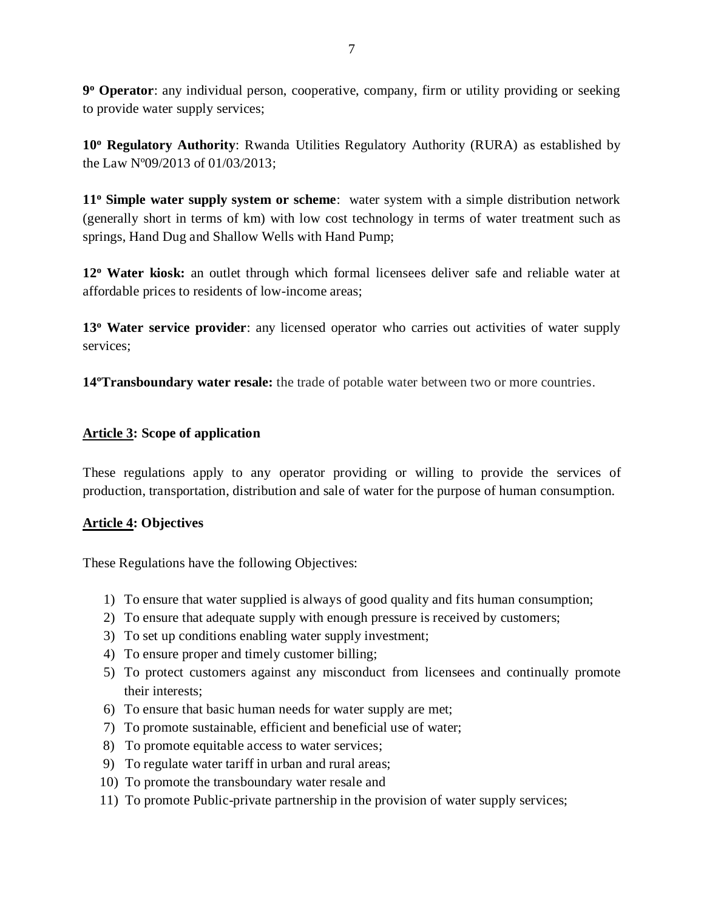**9º Operator**: any individual person, cooperative, company, firm or utility providing or seeking to provide water supply services;

**10º Regulatory Authority**: Rwanda Utilities Regulatory Authority (RURA) as established by the Law Nº09/2013 of 01/03/2013;

**11º Simple water supply system or scheme**: water system with a simple distribution network (generally short in terms of km) with low cost technology in terms of water treatment such as springs, Hand Dug and Shallow Wells with Hand Pump;

**12º Water kiosk:** an outlet through which formal licensees deliver safe and reliable water at affordable prices to residents of low-income areas;

**13º Water service provider**: any licensed operator who carries out activities of water supply services;

**14ºTransboundary water resale:** the trade of potable water between two or more countries.

**Article 3: Scope of application**

These regulations apply to any operator providing or willing to provide the services of production, transportation, distribution and sale of water for the purpose of human consumption.

**Article 4: Objectives**

These Regulations have the following Objectives:

1) To ensure that water supplied is always of good quality and fits human consumption;
2) To ensure that adequate supply with enough pressure is received by customers;
3) To set up conditions enabling water supply investment;
4) To ensure proper and timely customer billing;
5) To protect customers against any misconduct from licensees and continually promote their interests;
6) To ensure that basic human needs for water supply are met;
7) To promote sustainable, efficient and beneficial use of water;
8) To promote equitable access to water services;
9) To regulate water tariff in urban and rural areas;
10) To promote the transboundary water resale and
11) To promote Public-private partnership in the provision of water supply services;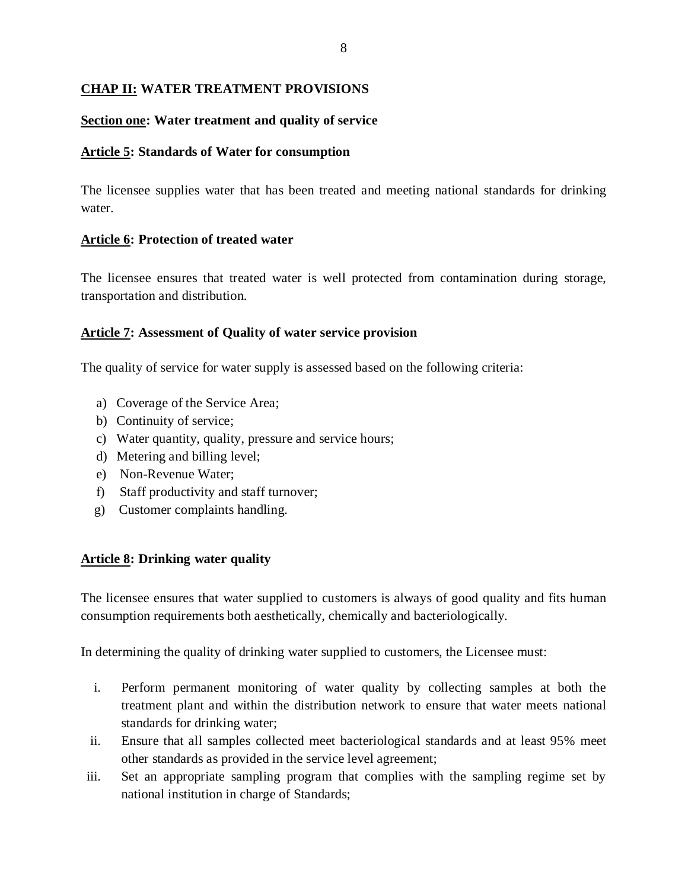## **<u>CHAP II:</u> WATER TREATMENT PROVISIONS**

### **<u>Section one</u>: Water treatment and quality of service**

#### **<u>Article 5</u>: Standards of Water for consumption**

The licensee supplies water that has been treated and meeting national standards for drinking water.

#### **<u>Article 6</u>: Protection of treated water**

The licensee ensures that treated water is well protected from contamination during storage, transportation and distribution.

#### **<u>Article 7</u>: Assessment of Quality of water service provision**

The quality of service for water supply is assessed based on the following criteria:

a) Coverage of the Service Area;
b) Continuity of service;
c) Water quantity, quality, pressure and service hours;
d) Metering and billing level;
e) Non-Revenue Water;
f) Staff productivity and staff turnover;
g) Customer complaints handling.

#### **<u>Article 8</u>: Drinking water quality**

The licensee ensures that water supplied to customers is always of good quality and fits human consumption requirements both aesthetically, chemically and bacteriologically.

In determining the quality of drinking water supplied to customers, the Licensee must:

i. Perform permanent monitoring of water quality by collecting samples at both the treatment plant and within the distribution network to ensure that water meets national standards for drinking water;
ii. Ensure that all samples collected meet bacteriological standards and at least 95% meet other standards as provided in the service level agreement;
iii. Set an appropriate sampling program that complies with the sampling regime set by national institution in charge of Standards;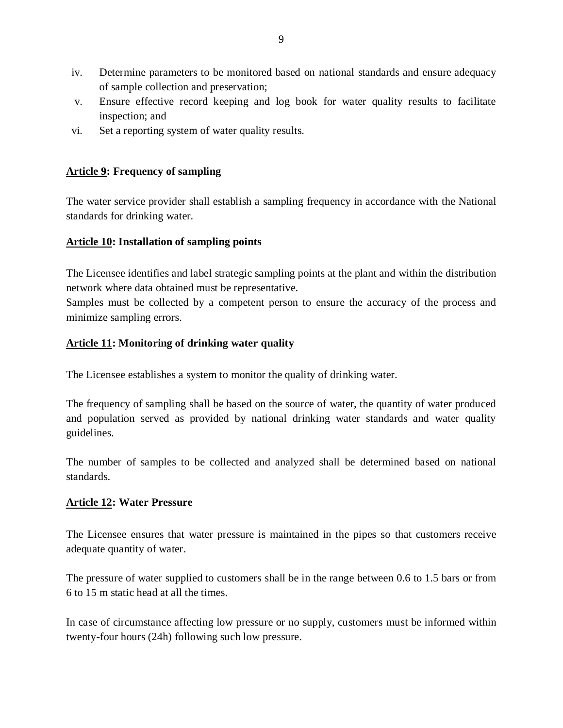iv. Determine parameters to be monitored based on national standards and ensure adequacy of sample collection and preservation;
v. Ensure effective record keeping and log book for water quality results to facilitate inspection; and
vi. Set a reporting system of water quality results.

**<u>Article 9</u>: Frequency of sampling**

The water service provider shall establish a sampling frequency in accordance with the National standards for drinking water.

**<u>Article 10</u>: Installation of sampling points**

The Licensee identifies and label strategic sampling points at the plant and within the distribution network where data obtained must be representative.
Samples must be collected by a competent person to ensure the accuracy of the process and minimize sampling errors.

**<u>Article 11</u>: Monitoring of drinking water quality**

The Licensee establishes a system to monitor the quality of drinking water.

The frequency of sampling shall be based on the source of water, the quantity of water produced and population served as provided by national drinking water standards and water quality guidelines.

The number of samples to be collected and analyzed shall be determined based on national standards.

**<u>Article 12</u>: Water Pressure**

The Licensee ensures that water pressure is maintained in the pipes so that customers receive adequate quantity of water.

The pressure of water supplied to customers shall be in the range between 0.6 to 1.5 bars or from 6 to 15 m static head at all the times.

In case of circumstance affecting low pressure or no supply, customers must be informed within twenty-four hours (24h) following such low pressure.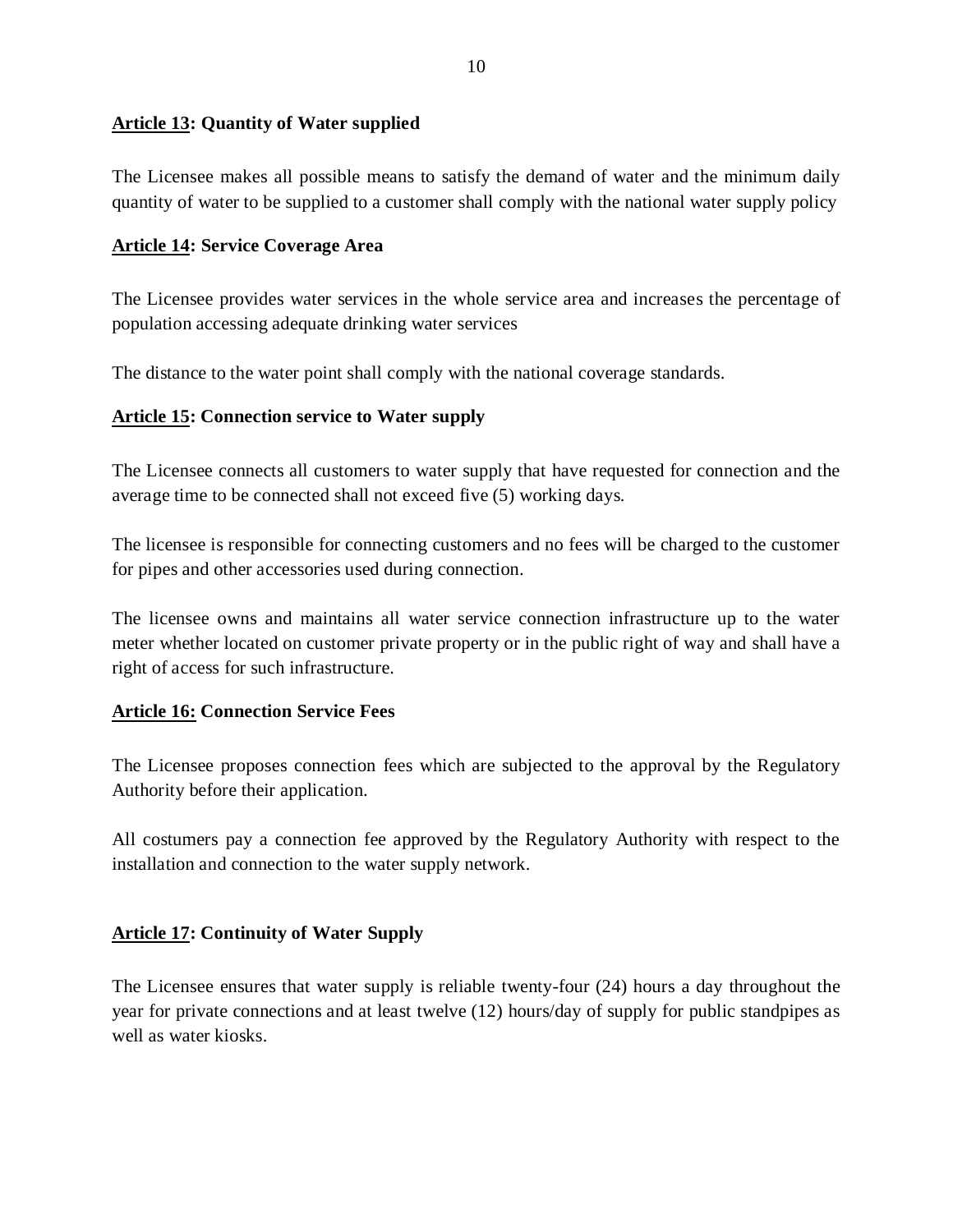**<u>Article 13</u>: Quantity of Water supplied**

The Licensee makes all possible means to satisfy the demand of water and the minimum daily quantity of water to be supplied to a customer shall comply with the national water supply policy

**<u>Article 14</u>: Service Coverage Area**

The Licensee provides water services in the whole service area and increases the percentage of population accessing adequate drinking water services

The distance to the water point shall comply with the national coverage standards.

**<u>Article 15</u>: Connection service to Water supply**

The Licensee connects all customers to water supply that have requested for connection and the average time to be connected shall not exceed five (5) working days.

The licensee is responsible for connecting customers and no fees will be charged to the customer for pipes and other accessories used during connection.

The licensee owns and maintains all water service connection infrastructure up to the water meter whether located on customer private property or in the public right of way and shall have a right of access for such infrastructure.

**<u>Article 16:</u> Connection Service Fees**

The Licensee proposes connection fees which are subjected to the approval by the Regulatory Authority before their application.

All costumers pay a connection fee approved by the Regulatory Authority with respect to the installation and connection to the water supply network.

**<u>Article 17</u>: Continuity of Water Supply**

The Licensee ensures that water supply is reliable twenty-four (24) hours a day throughout the year for private connections and at least twelve (12) hours/day of supply for public standpipes as well as water kiosks.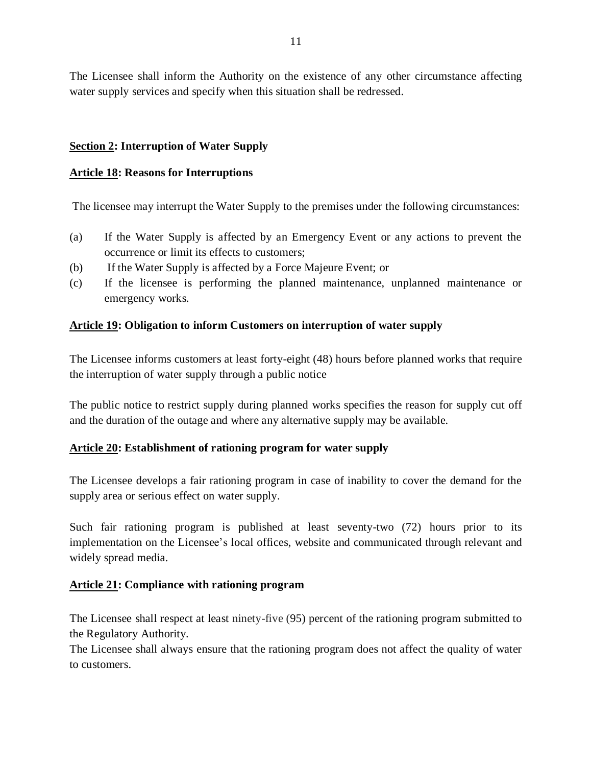The Licensee shall inform the Authority on the existence of any other circumstance affecting water supply services and specify when this situation shall be redressed.

## **Section 2: Interruption of Water Supply**

### **Article 18: Reasons for Interruptions**

The licensee may interrupt the Water Supply to the premises under the following circumstances:

(a) If the Water Supply is affected by an Emergency Event or any actions to prevent the occurrence or limit its effects to customers;

(b) If the Water Supply is affected by a Force Majeure Event; or

(c) If the licensee is performing the planned maintenance, unplanned maintenance or emergency works.

### **Article 19: Obligation to inform Customers on interruption of water supply**

The Licensee informs customers at least forty-eight (48) hours before planned works that require the interruption of water supply through a public notice

The public notice to restrict supply during planned works specifies the reason for supply cut off and the duration of the outage and where any alternative supply may be available.

### **Article 20: Establishment of rationing program for water supply**

The Licensee develops a fair rationing program in case of inability to cover the demand for the supply area or serious effect on water supply.

Such fair rationing program is published at least seventy-two (72) hours prior to its implementation on the Licensee's local offices, website and communicated through relevant and widely spread media.

### **Article 21: Compliance with rationing program**

The Licensee shall respect at least ninety-five (95) percent of the rationing program submitted to the Regulatory Authority.
The Licensee shall always ensure that the rationing program does not affect the quality of water to customers.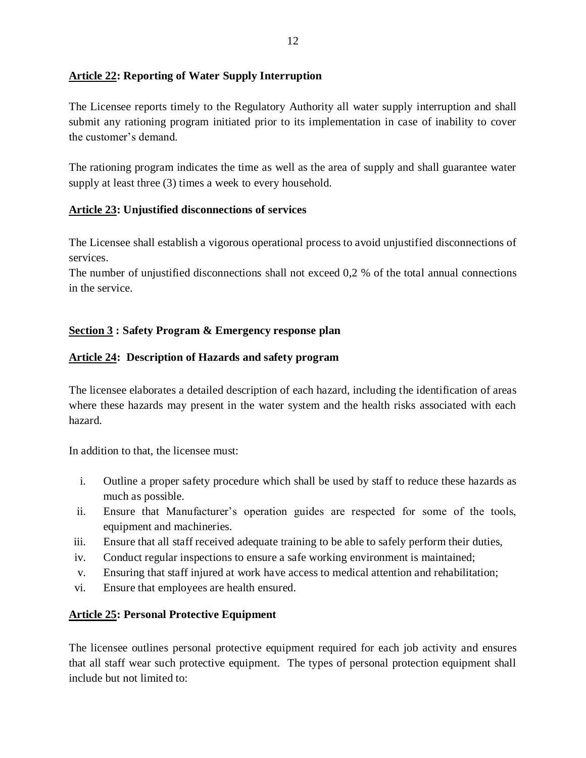## Article 22: Reporting of Water Supply Interruption

The Licensee reports timely to the Regulatory Authority all water supply interruption and shall submit any rationing program initiated prior to its implementation in case of inability to cover the customer's demand.

The rationing program indicates the time as well as the area of supply and shall guarantee water supply at least three (3) times a week to every household.

## Article 23: Unjustified disconnections of services

The Licensee shall establish a vigorous operational process to avoid unjustified disconnections of services.
The number of unjustified disconnections shall not exceed 0,2 % of the total annual connections in the service.

# Section 3 : Safety Program & Emergency response plan

## Article 24: Description of Hazards and safety program

The licensee elaborates a detailed description of each hazard, including the identification of areas where these hazards may present in the water system and the health risks associated with each hazard.

In addition to that, the licensee must:

i. Outline a proper safety procedure which shall be used by staff to reduce these hazards as much as possible.
ii. Ensure that Manufacturer's operation guides are respected for some of the tools, equipment and machineries.
iii. Ensure that all staff received adequate training to be able to safely perform their duties,
iv. Conduct regular inspections to ensure a safe working environment is maintained;
v. Ensuring that staff injured at work have access to medical attention and rehabilitation;
vi. Ensure that employees are health ensured.

## Article 25: Personal Protective Equipment

The licensee outlines personal protective equipment required for each job activity and ensures that all staff wear such protective equipment. The types of personal protection equipment shall include but not limited to: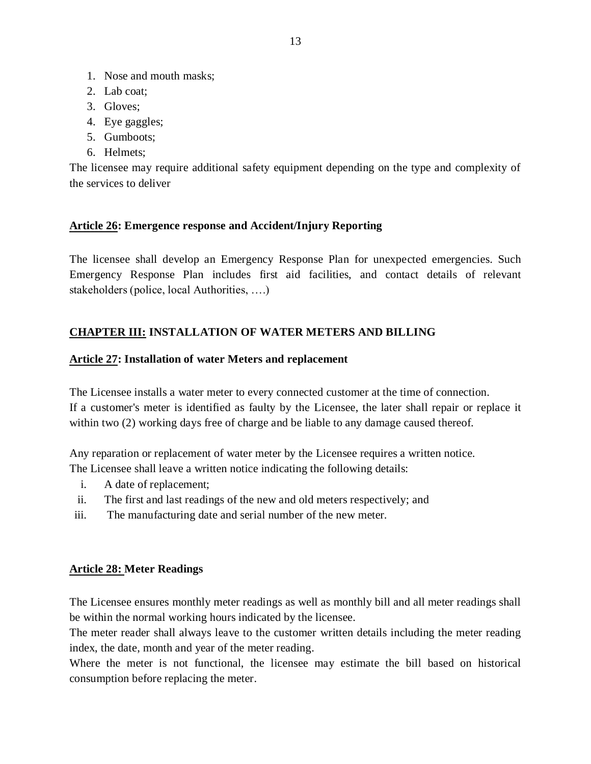1. Nose and mouth masks;
2. Lab coat;
3. Gloves;
4. Eye gaggles;
5. Gumboots;
6. Helmets;

The licensee may require additional safety equipment depending on the type and complexity of the services to deliver

**Article 26: Emergence response and Accident/Injury Reporting**

The licensee shall develop an Emergency Response Plan for unexpected emergencies. Such Emergency Response Plan includes first aid facilities, and contact details of relevant stakeholders (police, local Authorities, ….)

## CHAPTER III: INSTALLATION OF WATER METERS AND BILLING

**Article 27: Installation of water Meters and replacement**

The Licensee installs a water meter to every connected customer at the time of connection.
If a customer's meter is identified as faulty by the Licensee, the later shall repair or replace it within two (2) working days free of charge and be liable to any damage caused thereof.

Any reparation or replacement of water meter by the Licensee requires a written notice.
The Licensee shall leave a written notice indicating the following details:

i. A date of replacement;
ii. The first and last readings of the new and old meters respectively; and
iii. The manufacturing date and serial number of the new meter.

**Article 28: Meter Readings**

The Licensee ensures monthly meter readings as well as monthly bill and all meter readings shall be within the normal working hours indicated by the licensee.
The meter reader shall always leave to the customer written details including the meter reading index, the date, month and year of the meter reading.
Where the meter is not functional, the licensee may estimate the bill based on historical consumption before replacing the meter.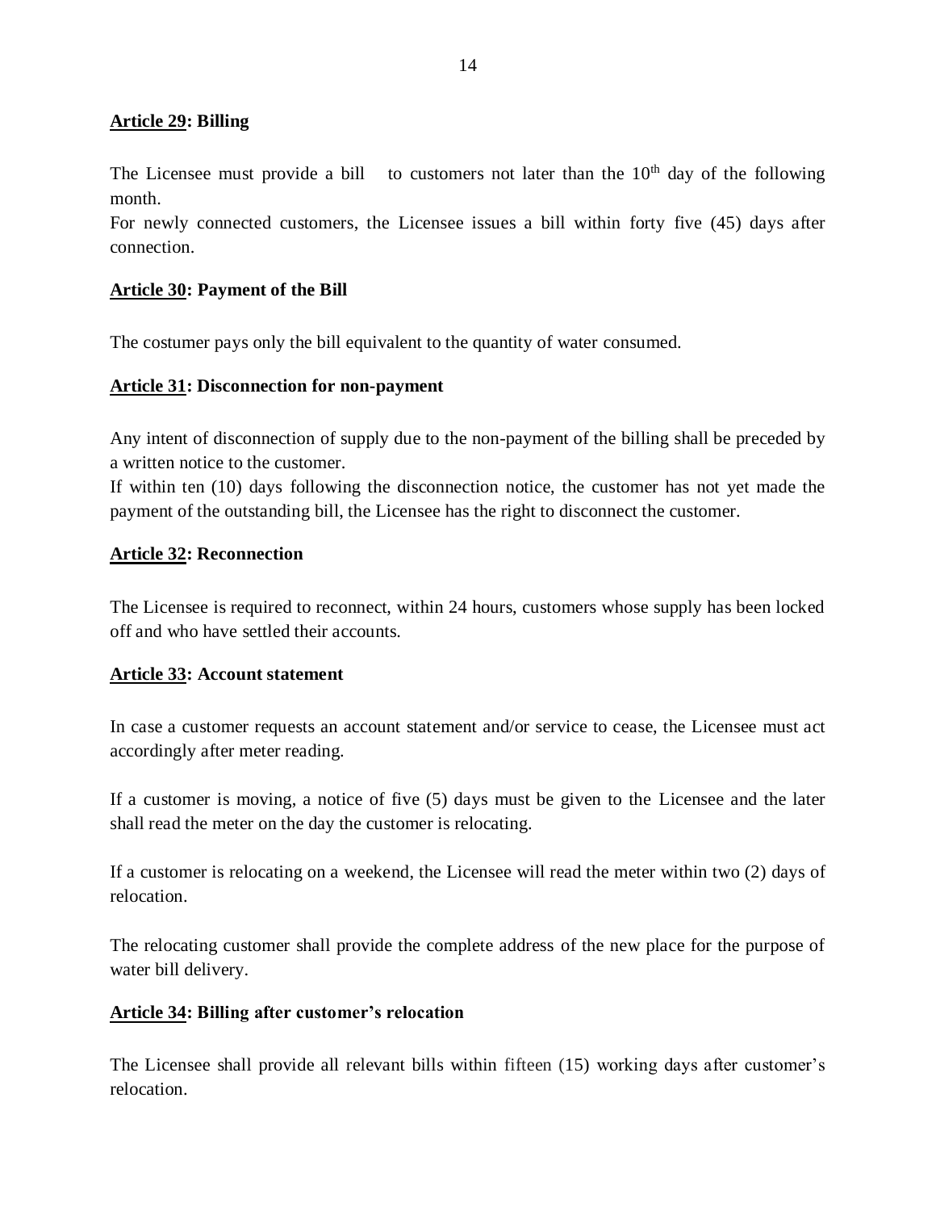**<u>Article 29</u>: Billing**

The Licensee must provide a bill to customers not later than the 10th day of the following month.

For newly connected customers, the Licensee issues a bill within forty five (45) days after connection.

**<u>Article 30</u>: Payment of the Bill**

The costumer pays only the bill equivalent to the quantity of water consumed.

**<u>Article 31</u>: Disconnection for non-payment**

Any intent of disconnection of supply due to the non-payment of the billing shall be preceded by a written notice to the customer.

If within ten (10) days following the disconnection notice, the customer has not yet made the payment of the outstanding bill, the Licensee has the right to disconnect the customer.

**<u>Article 32</u>: Reconnection**

The Licensee is required to reconnect, within 24 hours, customers whose supply has been locked off and who have settled their accounts.

**<u>Article 33</u>: Account statement**

In case a customer requests an account statement and/or service to cease, the Licensee must act accordingly after meter reading.

If a customer is moving, a notice of five (5) days must be given to the Licensee and the later shall read the meter on the day the customer is relocating.

If a customer is relocating on a weekend, the Licensee will read the meter within two (2) days of relocation.

The relocating customer shall provide the complete address of the new place for the purpose of water bill delivery.

**<u>Article 34</u>: Billing after customer's relocation**

The Licensee shall provide all relevant bills within fifteen (15) working days after customer's relocation.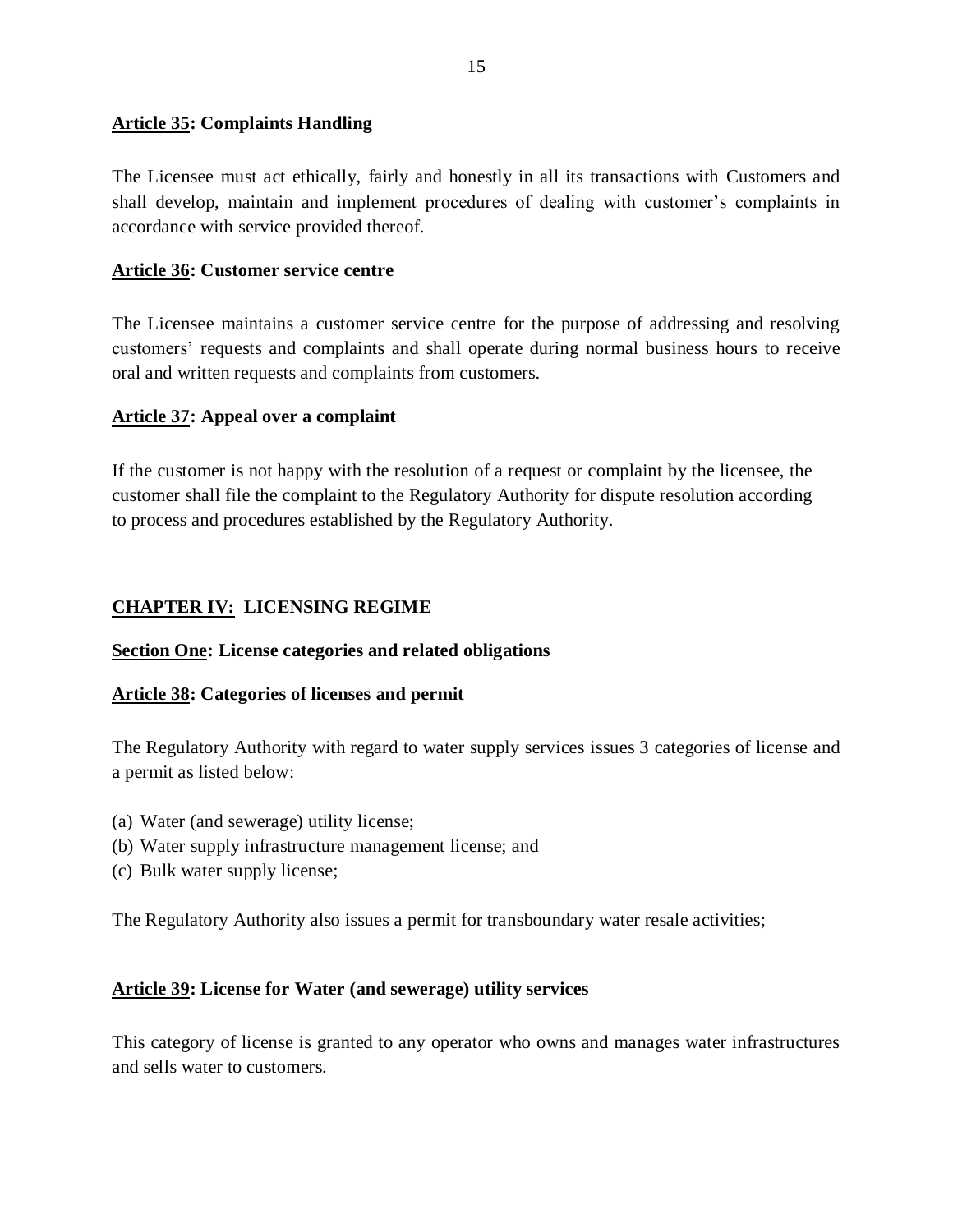**Article 35: Complaints Handling**

The Licensee must act ethically, fairly and honestly in all its transactions with Customers and shall develop, maintain and implement procedures of dealing with customer's complaints in accordance with service provided thereof.

**Article 36: Customer service centre**

The Licensee maintains a customer service centre for the purpose of addressing and resolving customers' requests and complaints and shall operate during normal business hours to receive oral and written requests and complaints from customers.

**Article 37: Appeal over a complaint**

If the customer is not happy with the resolution of a request or complaint by the licensee, the customer shall file the complaint to the Regulatory Authority for dispute resolution according to process and procedures established by the Regulatory Authority.

## CHAPTER IV: LICENSING REGIME

### Section One: License categories and related obligations

**Article 38: Categories of licenses and permit**

The Regulatory Authority with regard to water supply services issues 3 categories of license and a permit as listed below:

(a) Water (and sewerage) utility license;
(b) Water supply infrastructure management license; and
(c) Bulk water supply license;

The Regulatory Authority also issues a permit for transboundary water resale activities;

**Article 39: License for Water (and sewerage) utility services**

This category of license is granted to any operator who owns and manages water infrastructures and sells water to customers.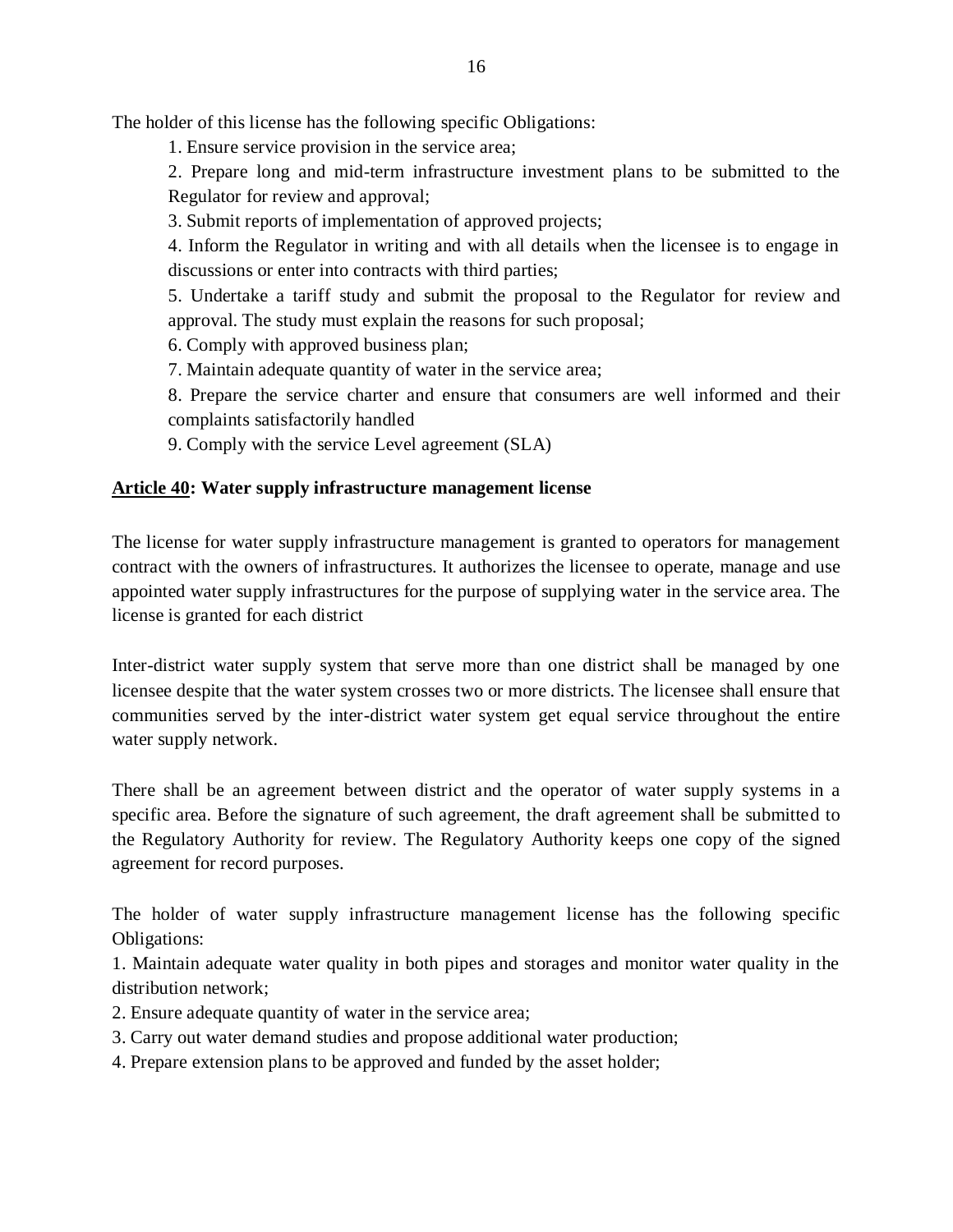The holder of this license has the following specific Obligations:

1. Ensure service provision in the service area;
2. Prepare long and mid-term infrastructure investment plans to be submitted to the Regulator for review and approval;
3. Submit reports of implementation of approved projects;
4. Inform the Regulator in writing and with all details when the licensee is to engage in discussions or enter into contracts with third parties;
5. Undertake a tariff study and submit the proposal to the Regulator for review and approval. The study must explain the reasons for such proposal;
6. Comply with approved business plan;
7. Maintain adequate quantity of water in the service area;
8. Prepare the service charter and ensure that consumers are well informed and their complaints satisfactorily handled
9. Comply with the service Level agreement (SLA)

**<u>Article 40</u>: Water supply infrastructure management license**

The license for water supply infrastructure management is granted to operators for management contract with the owners of infrastructures. It authorizes the licensee to operate, manage and use appointed water supply infrastructures for the purpose of supplying water in the service area. The license is granted for each district

Inter-district water supply system that serve more than one district shall be managed by one licensee despite that the water system crosses two or more districts. The licensee shall ensure that communities served by the inter-district water system get equal service throughout the entire water supply network.

There shall be an agreement between district and the operator of water supply systems in a specific area. Before the signature of such agreement, the draft agreement shall be submitted to the Regulatory Authority for review. The Regulatory Authority keeps one copy of the signed agreement for record purposes.

The holder of water supply infrastructure management license has the following specific Obligations:

1. Maintain adequate water quality in both pipes and storages and monitor water quality in the distribution network;
2. Ensure adequate quantity of water in the service area;
3. Carry out water demand studies and propose additional water production;
4. Prepare extension plans to be approved and funded by the asset holder;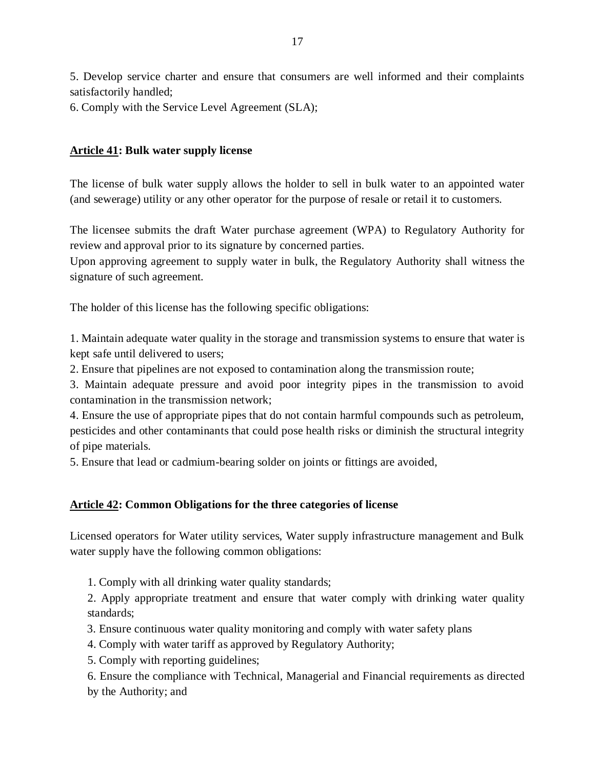5. Develop service charter and ensure that consumers are well informed and their complaints satisfactorily handled;

6. Comply with the Service Level Agreement (SLA);

## Article 41: Bulk water supply license

The license of bulk water supply allows the holder to sell in bulk water to an appointed water (and sewerage) utility or any other operator for the purpose of resale or retail it to customers.

The licensee submits the draft Water purchase agreement (WPA) to Regulatory Authority for review and approval prior to its signature by concerned parties.

Upon approving agreement to supply water in bulk, the Regulatory Authority shall witness the signature of such agreement.

The holder of this license has the following specific obligations:

1. Maintain adequate water quality in the storage and transmission systems to ensure that water is kept safe until delivered to users;
2. Ensure that pipelines are not exposed to contamination along the transmission route;
3. Maintain adequate pressure and avoid poor integrity pipes in the transmission to avoid contamination in the transmission network;
4. Ensure the use of appropriate pipes that do not contain harmful compounds such as petroleum, pesticides and other contaminants that could pose health risks or diminish the structural integrity of pipe materials.
5. Ensure that lead or cadmium-bearing solder on joints or fittings are avoided,

## Article 42: Common Obligations for the three categories of license

Licensed operators for Water utility services, Water supply infrastructure management and Bulk water supply have the following common obligations:

1. Comply with all drinking water quality standards;
2. Apply appropriate treatment and ensure that water comply with drinking water quality standards;
3. Ensure continuous water quality monitoring and comply with water safety plans
4. Comply with water tariff as approved by Regulatory Authority;
5. Comply with reporting guidelines;
6. Ensure the compliance with Technical, Managerial and Financial requirements as directed by the Authority; and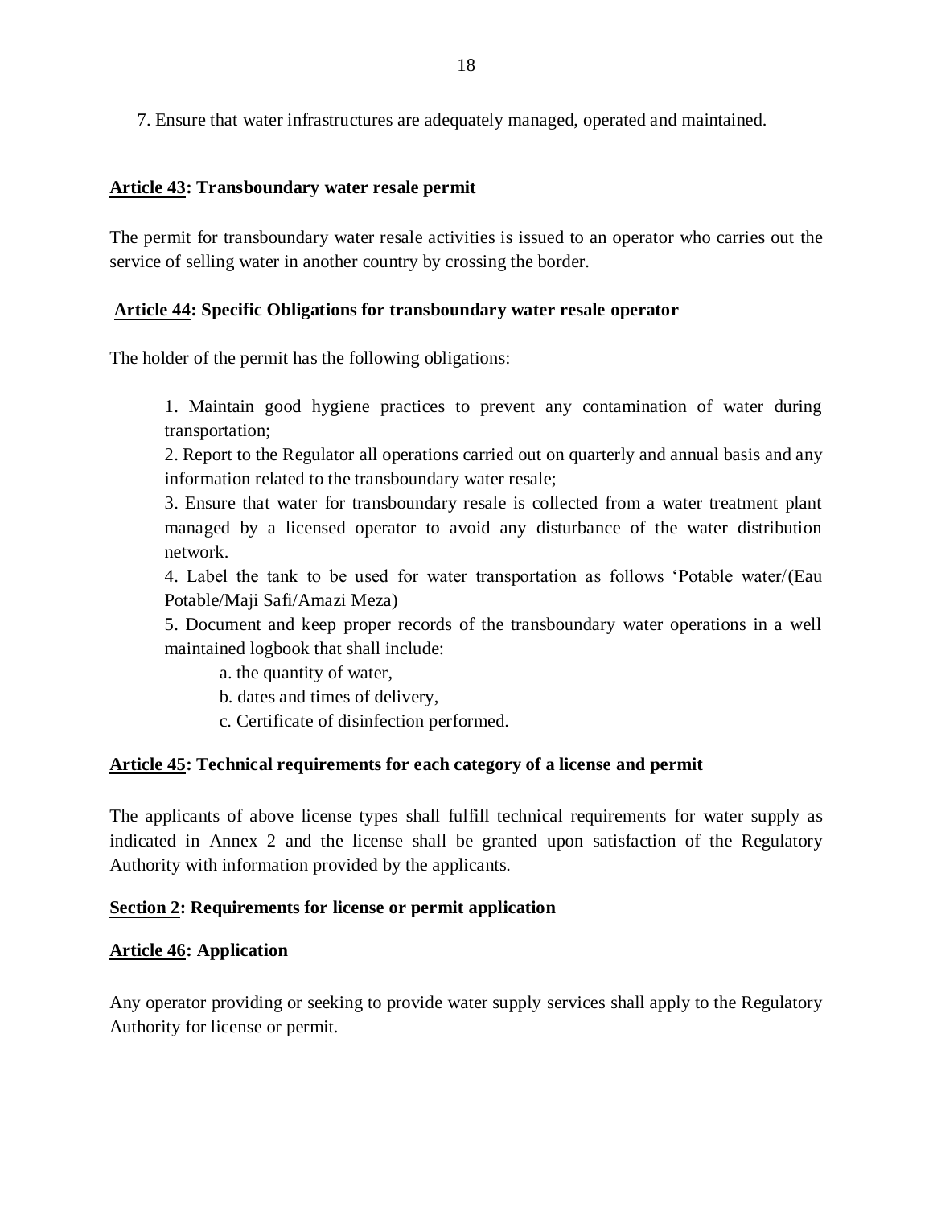7. Ensure that water infrastructures are adequately managed, operated and maintained.

**Article 43: Transboundary water resale permit**

The permit for transboundary water resale activities is issued to an operator who carries out the service of selling water in another country by crossing the border.

**Article 44: Specific Obligations for transboundary water resale operator**

The holder of the permit has the following obligations:

1. Maintain good hygiene practices to prevent any contamination of water during transportation;
2. Report to the Regulator all operations carried out on quarterly and annual basis and any information related to the transboundary water resale;
3. Ensure that water for transboundary resale is collected from a water treatment plant managed by a licensed operator to avoid any disturbance of the water distribution network.
4. Label the tank to be used for water transportation as follows 'Potable water/(Eau Potable/Maji Safi/Amazi Meza)
5. Document and keep proper records of the transboundary water operations in a well maintained logbook that shall include:
   a. the quantity of water,
   b. dates and times of delivery,
   c. Certificate of disinfection performed.

**Article 45: Technical requirements for each category of a license and permit**

The applicants of above license types shall fulfill technical requirements for water supply as indicated in Annex 2 and the license shall be granted upon satisfaction of the Regulatory Authority with information provided by the applicants.

**Section 2: Requirements for license or permit application**

**Article 46: Application**

Any operator providing or seeking to provide water supply services shall apply to the Regulatory Authority for license or permit.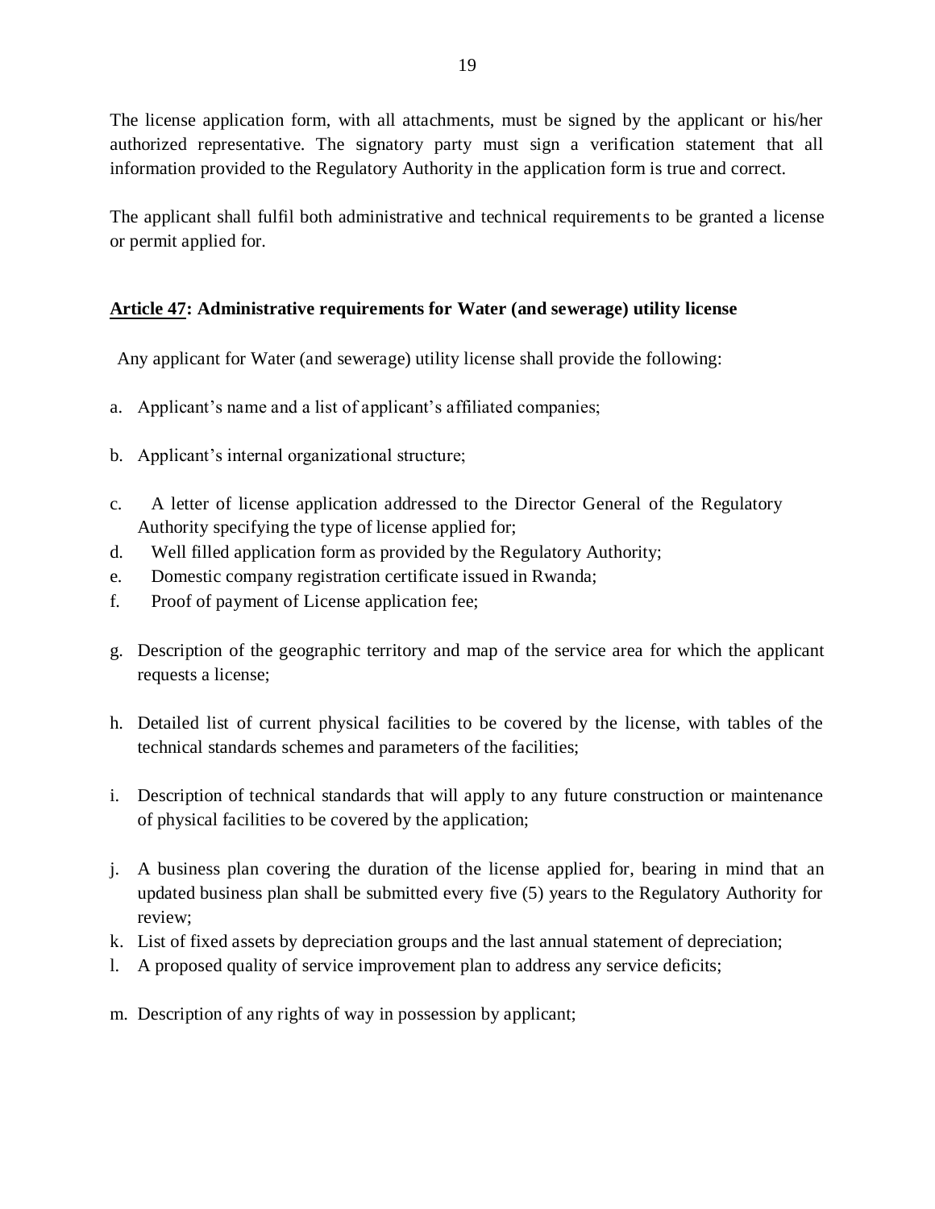The license application form, with all attachments, must be signed by the applicant or his/her authorized representative. The signatory party must sign a verification statement that all information provided to the Regulatory Authority in the application form is true and correct.

The applicant shall fulfil both administrative and technical requirements to be granted a license or permit applied for.

**Article 47: Administrative requirements for Water (and sewerage) utility license**

Any applicant for Water (and sewerage) utility license shall provide the following:

a. Applicant's name and a list of applicant's affiliated companies;

b. Applicant's internal organizational structure;

c. A letter of license application addressed to the Director General of the Regulatory Authority specifying the type of license applied for;
d. Well filled application form as provided by the Regulatory Authority;
e. Domestic company registration certificate issued in Rwanda;
f. Proof of payment of License application fee;

g. Description of the geographic territory and map of the service area for which the applicant requests a license;

h. Detailed list of current physical facilities to be covered by the license, with tables of the technical standards schemes and parameters of the facilities;

i. Description of technical standards that will apply to any future construction or maintenance of physical facilities to be covered by the application;

j. A business plan covering the duration of the license applied for, bearing in mind that an updated business plan shall be submitted every five (5) years to the Regulatory Authority for review;
k. List of fixed assets by depreciation groups and the last annual statement of depreciation;
l. A proposed quality of service improvement plan to address any service deficits;

m. Description of any rights of way in possession by applicant;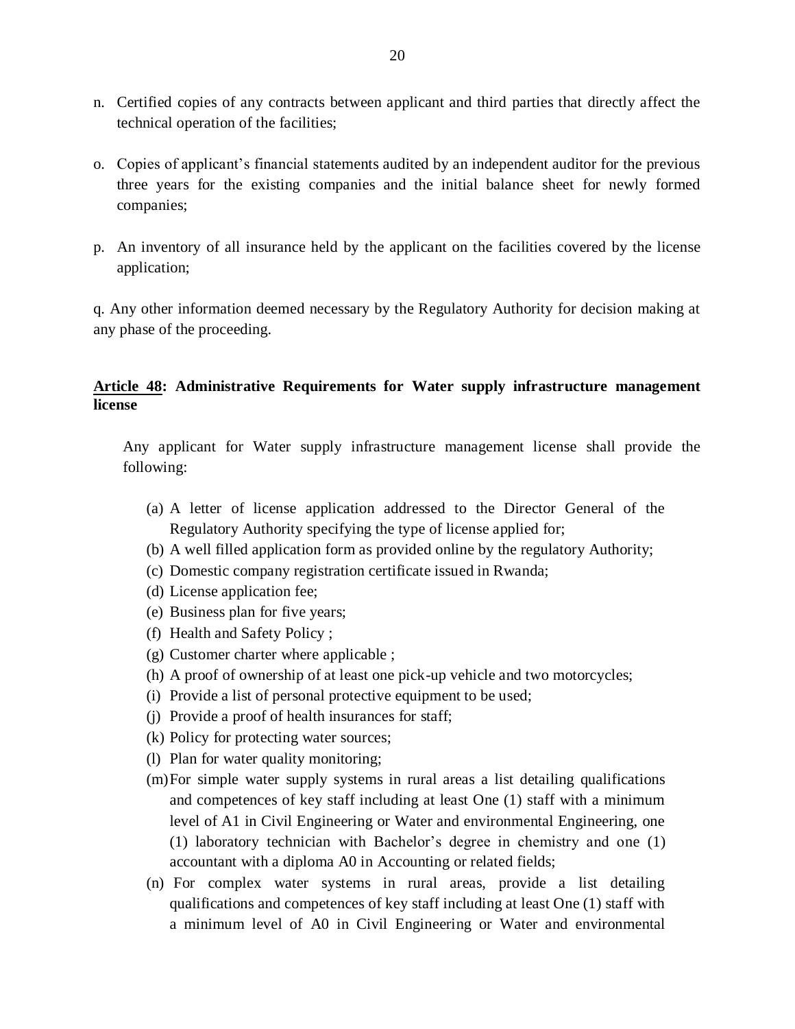n. Certified copies of any contracts between applicant and third parties that directly affect the technical operation of the facilities;

o. Copies of applicant's financial statements audited by an independent auditor for the previous three years for the existing companies and the initial balance sheet for newly formed companies;

p. An inventory of all insurance held by the applicant on the facilities covered by the license application;

q. Any other information deemed necessary by the Regulatory Authority for decision making at any phase of the proceeding.

### <u>Article 48</u>: Administrative Requirements for Water supply infrastructure management license

Any applicant for Water supply infrastructure management license shall provide the following:

(a) A letter of license application addressed to the Director General of the Regulatory Authority specifying the type of license applied for;
(b) A well filled application form as provided online by the regulatory Authority;
(c) Domestic company registration certificate issued in Rwanda;
(d) License application fee;
(e) Business plan for five years;
(f) Health and Safety Policy ;
(g) Customer charter where applicable ;
(h) A proof of ownership of at least one pick-up vehicle and two motorcycles;
(i) Provide a list of personal protective equipment to be used;
(j) Provide a proof of health insurances for staff;
(k) Policy for protecting water sources;
(l) Plan for water quality monitoring;
(m) For simple water supply systems in rural areas a list detailing qualifications and competences of key staff including at least One (1) staff with a minimum level of A1 in Civil Engineering or Water and environmental Engineering, one (1) laboratory technician with Bachelor's degree in chemistry and one (1) accountant with a diploma A0 in Accounting or related fields;
(n) For complex water systems in rural areas, provide a list detailing qualifications and competences of key staff including at least One (1) staff with a minimum level of A0 in Civil Engineering or Water and environmental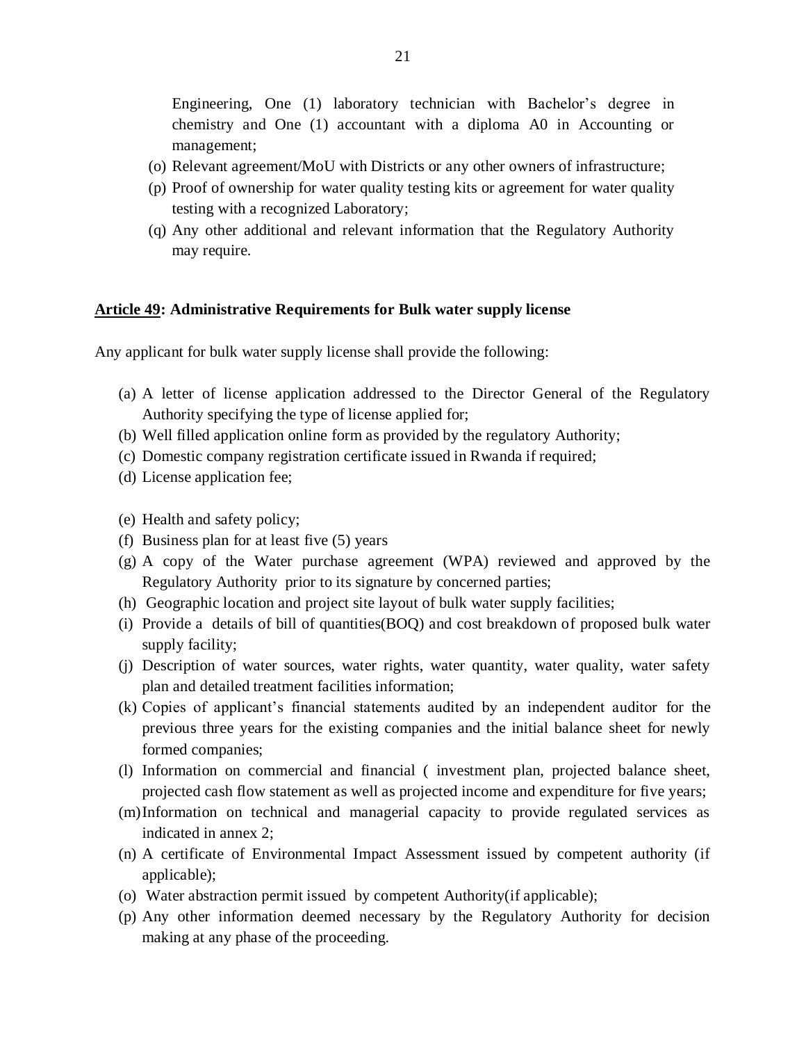Engineering, One (1) laboratory technician with Bachelor's degree in chemistry and One (1) accountant with a diploma A0 in Accounting or management;

(o) Relevant agreement/MoU with Districts or any other owners of infrastructure;

(p) Proof of ownership for water quality testing kits or agreement for water quality testing with a recognized Laboratory;

(q) Any other additional and relevant information that the Regulatory Authority may require.

**<u>Article 49</u>: Administrative Requirements for Bulk water supply license**

Any applicant for bulk water supply license shall provide the following:

(a) A letter of license application addressed to the Director General of the Regulatory Authority specifying the type of license applied for;

(b) Well filled application online form as provided by the regulatory Authority;

(c) Domestic company registration certificate issued in Rwanda if required;

(d) License application fee;

(e) Health and safety policy;

(f) Business plan for at least five (5) years

(g) A copy of the Water purchase agreement (WPA) reviewed and approved by the Regulatory Authority prior to its signature by concerned parties;

(h) Geographic location and project site layout of bulk water supply facilities;

(i) Provide a details of bill of quantities(BOQ) and cost breakdown of proposed bulk water supply facility;

(j) Description of water sources, water rights, water quantity, water quality, water safety plan and detailed treatment facilities information;

(k) Copies of applicant's financial statements audited by an independent auditor for the previous three years for the existing companies and the initial balance sheet for newly formed companies;

(l) Information on commercial and financial ( investment plan, projected balance sheet, projected cash flow statement as well as projected income and expenditure for five years;

(m) Information on technical and managerial capacity to provide regulated services as indicated in annex 2;

(n) A certificate of Environmental Impact Assessment issued by competent authority (if applicable);

(o) Water abstraction permit issued by competent Authority(if applicable);

(p) Any other information deemed necessary by the Regulatory Authority for decision making at any phase of the proceeding.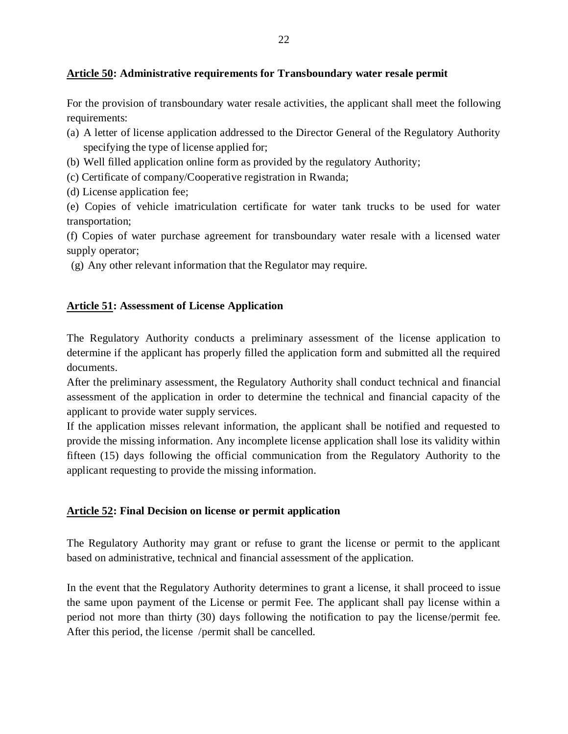**<u>Article 50</u>: Administrative requirements for Transboundary water resale permit**

For the provision of transboundary water resale activities, the applicant shall meet the following requirements:

(a) A letter of license application addressed to the Director General of the Regulatory Authority specifying the type of license applied for;

(b) Well filled application online form as provided by the regulatory Authority;

(c) Certificate of company/Cooperative registration in Rwanda;

(d) License application fee;

(e) Copies of vehicle imatriculation certificate for water tank trucks to be used for water transportation;

(f) Copies of water purchase agreement for transboundary water resale with a licensed water supply operator;

(g) Any other relevant information that the Regulator may require.

**<u>Article 51</u>: Assessment of License Application**

The Regulatory Authority conducts a preliminary assessment of the license application to determine if the applicant has properly filled the application form and submitted all the required documents.

After the preliminary assessment, the Regulatory Authority shall conduct technical and financial assessment of the application in order to determine the technical and financial capacity of the applicant to provide water supply services.

If the application misses relevant information, the applicant shall be notified and requested to provide the missing information. Any incomplete license application shall lose its validity within fifteen (15) days following the official communication from the Regulatory Authority to the applicant requesting to provide the missing information.

**<u>Article 52</u>: Final Decision on license or permit application**

The Regulatory Authority may grant or refuse to grant the license or permit to the applicant based on administrative, technical and financial assessment of the application.

In the event that the Regulatory Authority determines to grant a license, it shall proceed to issue the same upon payment of the License or permit Fee. The applicant shall pay license within a period not more than thirty (30) days following the notification to pay the license/permit fee. After this period, the license /permit shall be cancelled.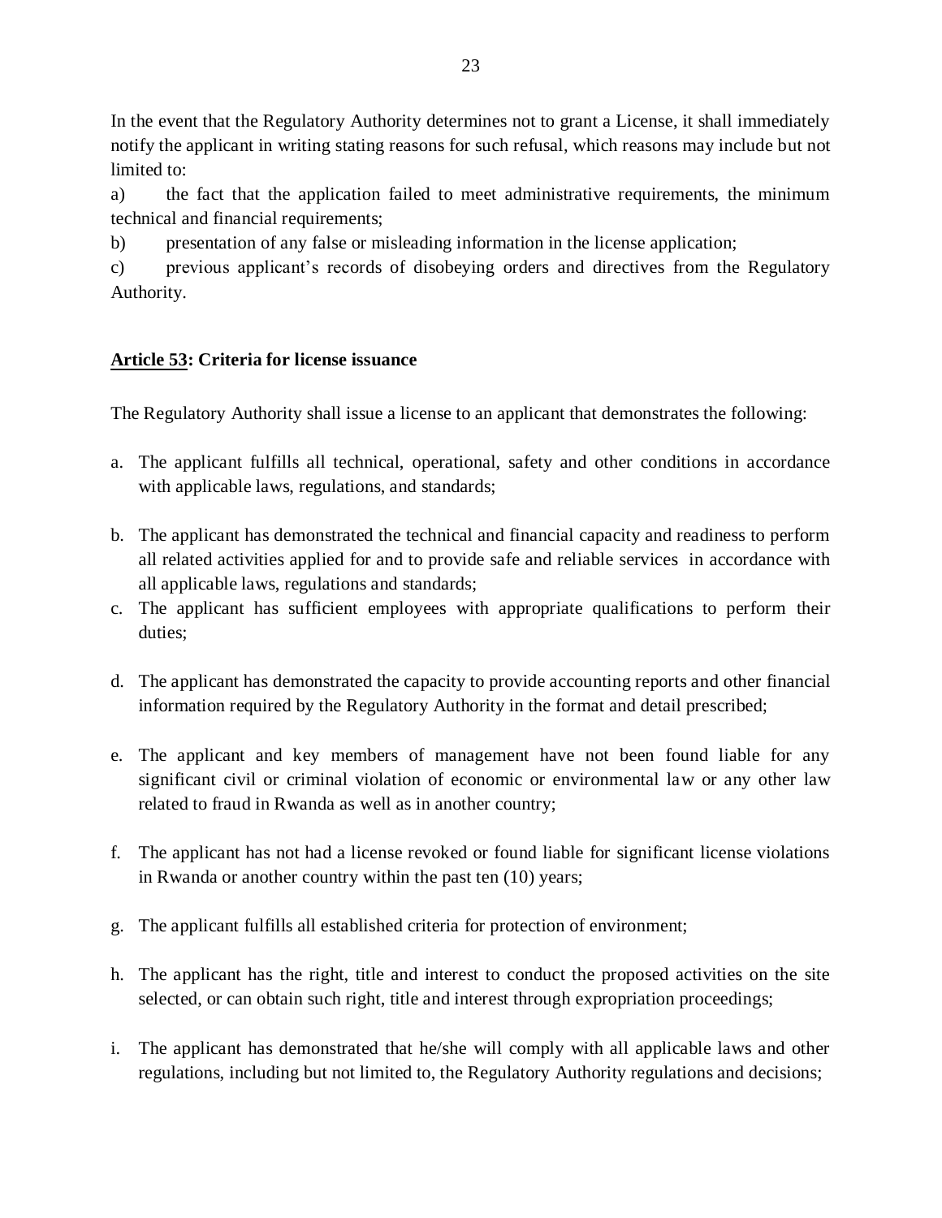In the event that the Regulatory Authority determines not to grant a License, it shall immediately notify the applicant in writing stating reasons for such refusal, which reasons may include but not limited to:

a) the fact that the application failed to meet administrative requirements, the minimum technical and financial requirements;

b) presentation of any false or misleading information in the license application;

c) previous applicant's records of disobeying orders and directives from the Regulatory Authority.

**<u>Article 53</u>: Criteria for license issuance**

The Regulatory Authority shall issue a license to an applicant that demonstrates the following:

a. The applicant fulfills all technical, operational, safety and other conditions in accordance with applicable laws, regulations, and standards;

b. The applicant has demonstrated the technical and financial capacity and readiness to perform all related activities applied for and to provide safe and reliable services in accordance with all applicable laws, regulations and standards;

c. The applicant has sufficient employees with appropriate qualifications to perform their duties;

d. The applicant has demonstrated the capacity to provide accounting reports and other financial information required by the Regulatory Authority in the format and detail prescribed;

e. The applicant and key members of management have not been found liable for any significant civil or criminal violation of economic or environmental law or any other law related to fraud in Rwanda as well as in another country;

f. The applicant has not had a license revoked or found liable for significant license violations in Rwanda or another country within the past ten (10) years;

g. The applicant fulfills all established criteria for protection of environment;

h. The applicant has the right, title and interest to conduct the proposed activities on the site selected, or can obtain such right, title and interest through expropriation proceedings;

i. The applicant has demonstrated that he/she will comply with all applicable laws and other regulations, including but not limited to, the Regulatory Authority regulations and decisions;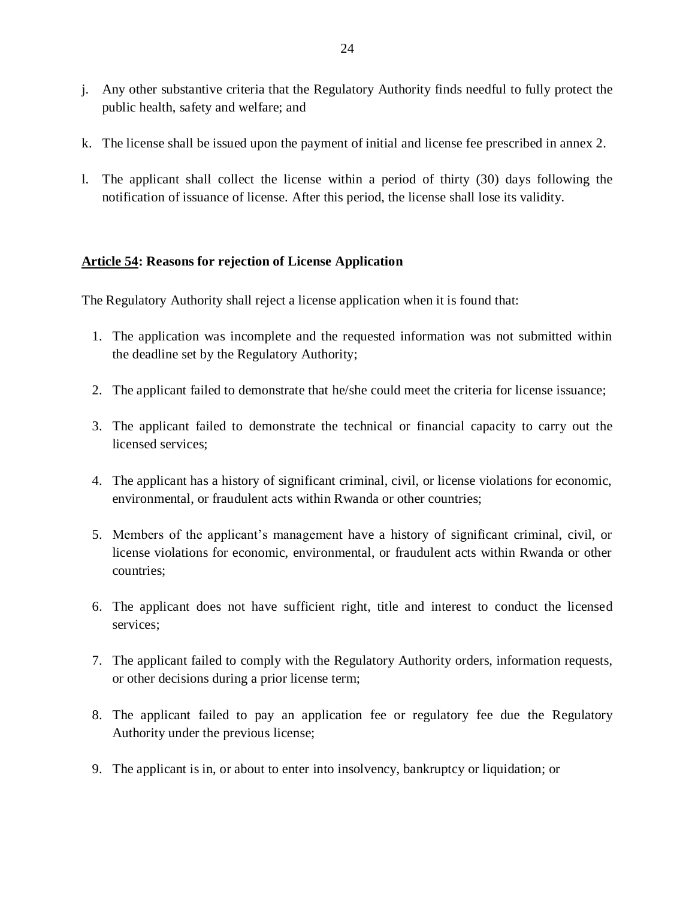j. Any other substantive criteria that the Regulatory Authority finds needful to fully protect the public health, safety and welfare; and

k. The license shall be issued upon the payment of initial and license fee prescribed in annex 2.

l. The applicant shall collect the license within a period of thirty (30) days following the notification of issuance of license. After this period, the license shall lose its validity.

### <u>Article 54</u>: Reasons for rejection of License Application

The Regulatory Authority shall reject a license application when it is found that:

1. The application was incomplete and the requested information was not submitted within the deadline set by the Regulatory Authority;
2. The applicant failed to demonstrate that he/she could meet the criteria for license issuance;
3. The applicant failed to demonstrate the technical or financial capacity to carry out the licensed services;
4. The applicant has a history of significant criminal, civil, or license violations for economic, environmental, or fraudulent acts within Rwanda or other countries;
5. Members of the applicant's management have a history of significant criminal, civil, or license violations for economic, environmental, or fraudulent acts within Rwanda or other countries;
6. The applicant does not have sufficient right, title and interest to conduct the licensed services;
7. The applicant failed to comply with the Regulatory Authority orders, information requests, or other decisions during a prior license term;
8. The applicant failed to pay an application fee or regulatory fee due the Regulatory Authority under the previous license;
9. The applicant is in, or about to enter into insolvency, bankruptcy or liquidation; or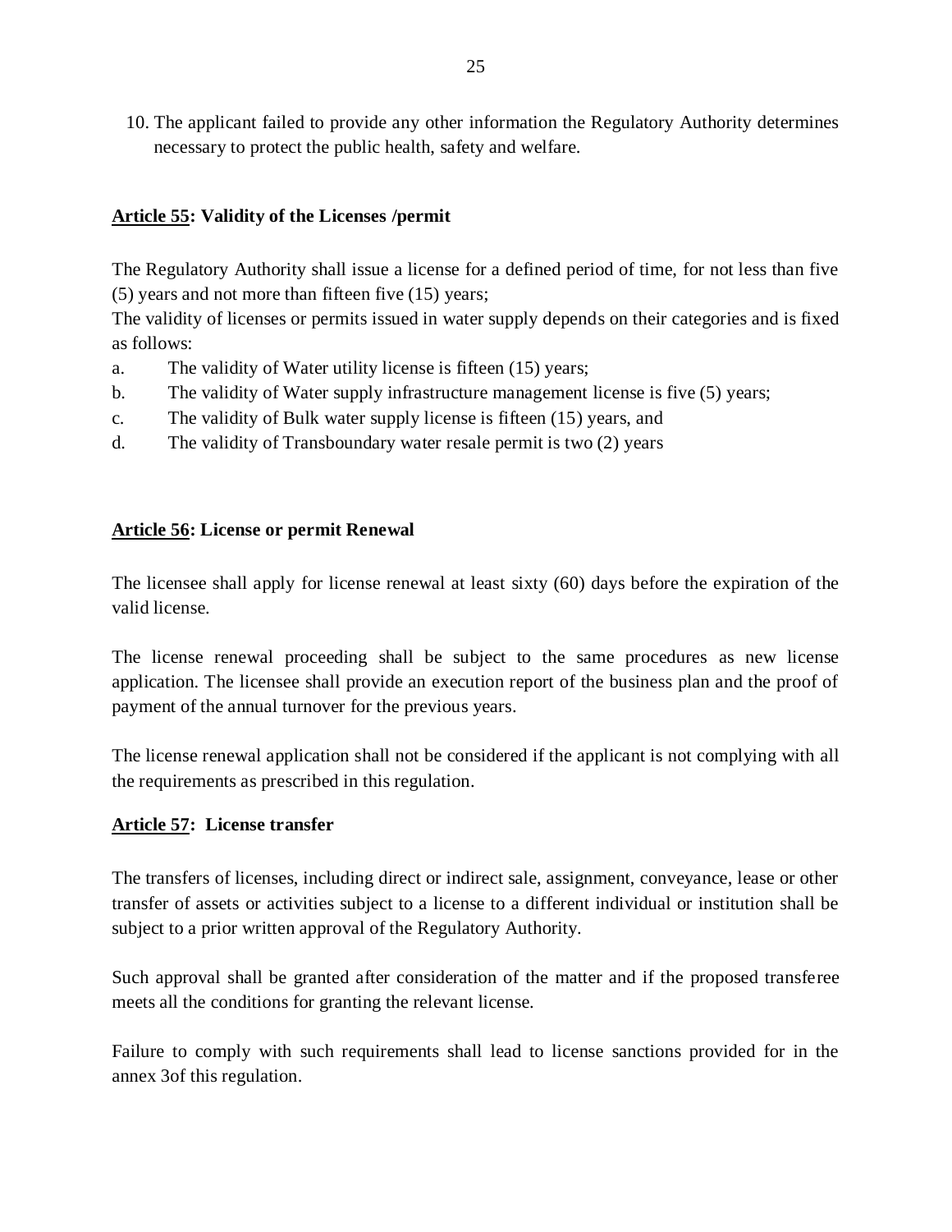10. The applicant failed to provide any other information the Regulatory Authority determines necessary to protect the public health, safety and welfare.

### **Article 55: Validity of the Licenses /permit**

The Regulatory Authority shall issue a license for a defined period of time, for not less than five (5) years and not more than fifteen five (15) years;

The validity of licenses or permits issued in water supply depends on their categories and is fixed as follows:

a. The validity of Water utility license is fifteen (15) years;
b. The validity of Water supply infrastructure management license is five (5) years;
c. The validity of Bulk water supply license is fifteen (15) years, and
d. The validity of Transboundary water resale permit is two (2) years

### **Article 56: License or permit Renewal**

The licensee shall apply for license renewal at least sixty (60) days before the expiration of the valid license.

The license renewal proceeding shall be subject to the same procedures as new license application. The licensee shall provide an execution report of the business plan and the proof of payment of the annual turnover for the previous years.

The license renewal application shall not be considered if the applicant is not complying with all the requirements as prescribed in this regulation.

### **Article 57: License transfer**

The transfers of licenses, including direct or indirect sale, assignment, conveyance, lease or other transfer of assets or activities subject to a license to a different individual or institution shall be subject to a prior written approval of the Regulatory Authority.

Such approval shall be granted after consideration of the matter and if the proposed transferee meets all the conditions for granting the relevant license.

Failure to comply with such requirements shall lead to license sanctions provided for in the annex 3of this regulation.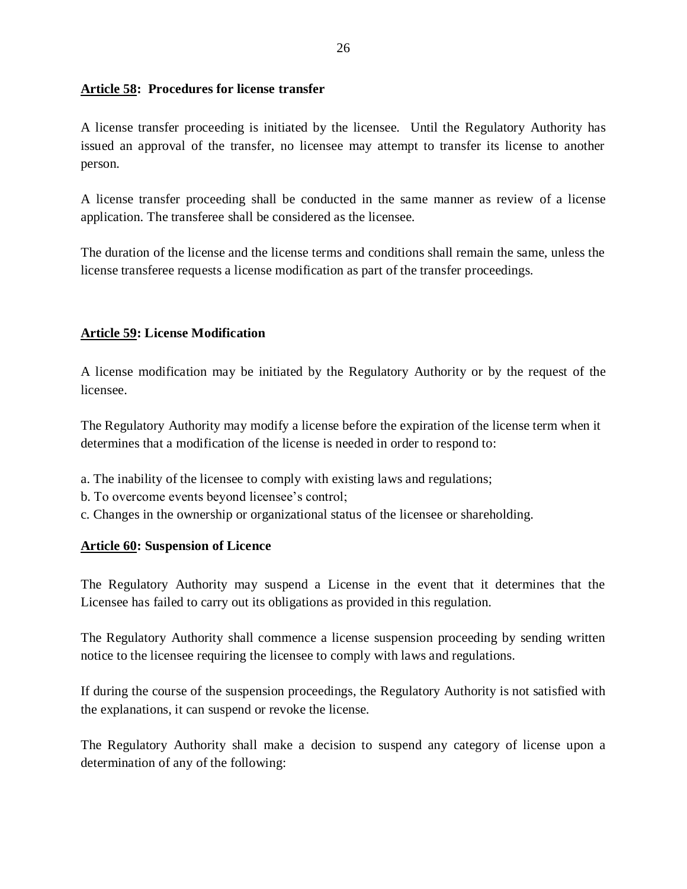**<u>Article 58</u>: Procedures for license transfer**

A license transfer proceeding is initiated by the licensee. Until the Regulatory Authority has issued an approval of the transfer, no licensee may attempt to transfer its license to another person.

A license transfer proceeding shall be conducted in the same manner as review of a license application. The transferee shall be considered as the licensee.

The duration of the license and the license terms and conditions shall remain the same, unless the license transferee requests a license modification as part of the transfer proceedings.

**<u>Article 59</u>: License Modification**

A license modification may be initiated by the Regulatory Authority or by the request of the licensee.

The Regulatory Authority may modify a license before the expiration of the license term when it determines that a modification of the license is needed in order to respond to:

a. The inability of the licensee to comply with existing laws and regulations;
b. To overcome events beyond licensee's control;
c. Changes in the ownership or organizational status of the licensee or shareholding.

**<u>Article 60</u>: Suspension of Licence**

The Regulatory Authority may suspend a License in the event that it determines that the Licensee has failed to carry out its obligations as provided in this regulation.

The Regulatory Authority shall commence a license suspension proceeding by sending written notice to the licensee requiring the licensee to comply with laws and regulations.

If during the course of the suspension proceedings, the Regulatory Authority is not satisfied with the explanations, it can suspend or revoke the license.

The Regulatory Authority shall make a decision to suspend any category of license upon a determination of any of the following: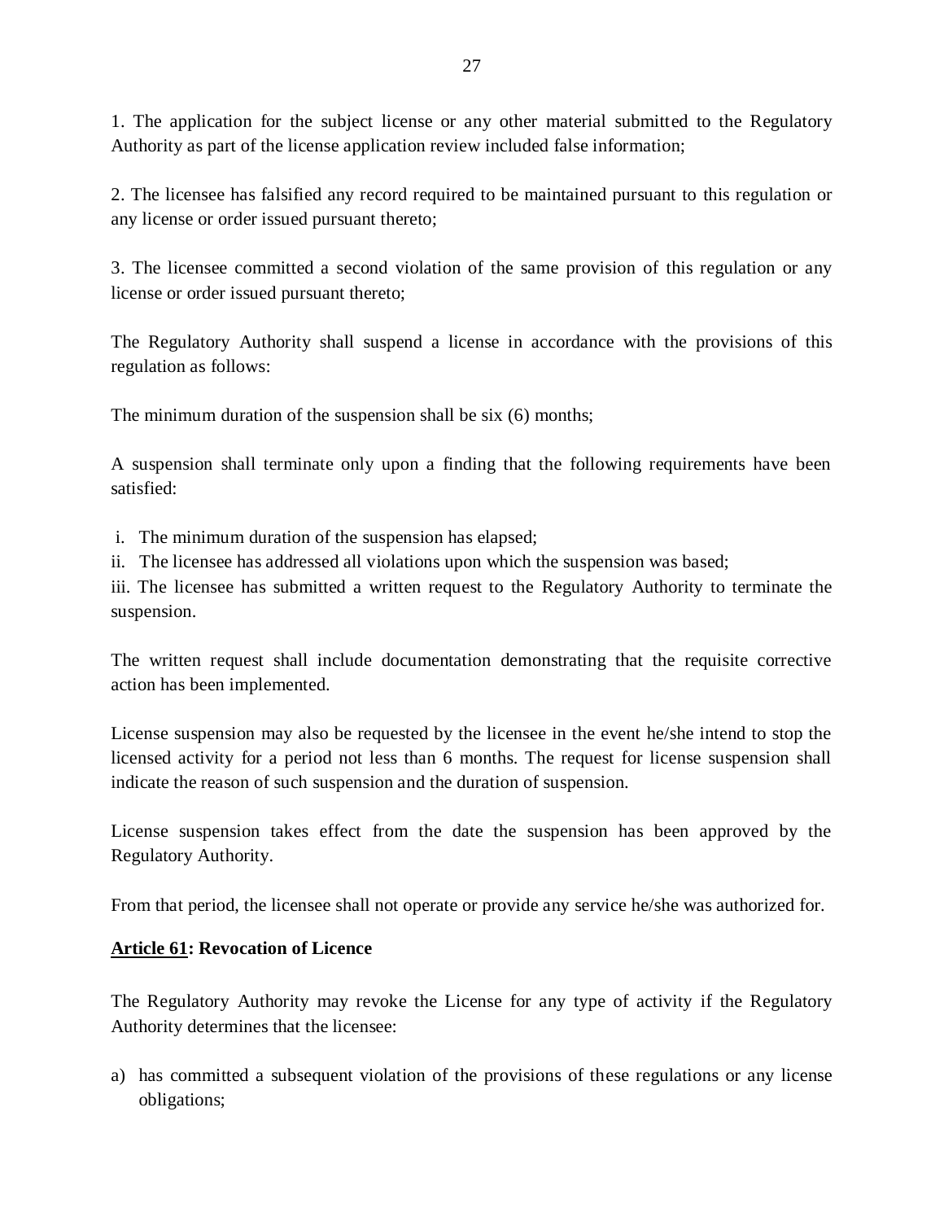1. The application for the subject license or any other material submitted to the Regulatory Authority as part of the license application review included false information;

2. The licensee has falsified any record required to be maintained pursuant to this regulation or any license or order issued pursuant thereto;

3. The licensee committed a second violation of the same provision of this regulation or any license or order issued pursuant thereto;

The Regulatory Authority shall suspend a license in accordance with the provisions of this regulation as follows:

The minimum duration of the suspension shall be six (6) months;

A suspension shall terminate only upon a finding that the following requirements have been satisfied:

i. The minimum duration of the suspension has elapsed;
ii. The licensee has addressed all violations upon which the suspension was based;
iii. The licensee has submitted a written request to the Regulatory Authority to terminate the suspension.

The written request shall include documentation demonstrating that the requisite corrective action has been implemented.

License suspension may also be requested by the licensee in the event he/she intend to stop the licensed activity for a period not less than 6 months. The request for license suspension shall indicate the reason of such suspension and the duration of suspension.

License suspension takes effect from the date the suspension has been approved by the Regulatory Authority.

From that period, the licensee shall not operate or provide any service he/she was authorized for.

**Article 61: Revocation of Licence**

The Regulatory Authority may revoke the License for any type of activity if the Regulatory Authority determines that the licensee:

a) has committed a subsequent violation of the provisions of these regulations or any license obligations;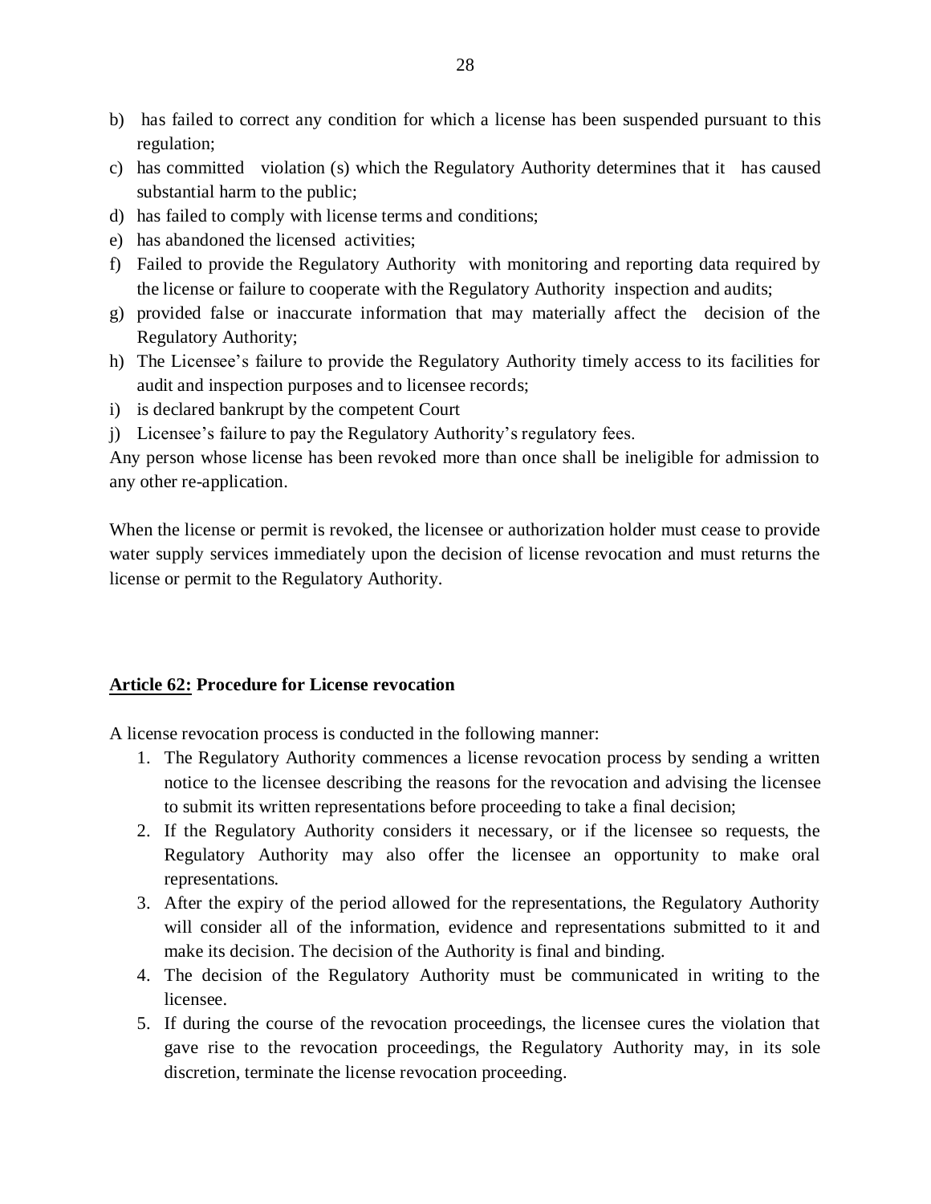b) has failed to correct any condition for which a license has been suspended pursuant to this regulation;
c) has committed violation (s) which the Regulatory Authority determines that it has caused substantial harm to the public;
d) has failed to comply with license terms and conditions;
e) has abandoned the licensed activities;
f) Failed to provide the Regulatory Authority with monitoring and reporting data required by the license or failure to cooperate with the Regulatory Authority inspection and audits;
g) provided false or inaccurate information that may materially affect the decision of the Regulatory Authority;
h) The Licensee's failure to provide the Regulatory Authority timely access to its facilities for audit and inspection purposes and to licensee records;
i) is declared bankrupt by the competent Court
j) Licensee's failure to pay the Regulatory Authority's regulatory fees.

Any person whose license has been revoked more than once shall be ineligible for admission to any other re-application.

When the license or permit is revoked, the licensee or authorization holder must cease to provide water supply services immediately upon the decision of license revocation and must returns the license or permit to the Regulatory Authority.

**<u>Article 62:</u> Procedure for License revocation**

A license revocation process is conducted in the following manner:

1. The Regulatory Authority commences a license revocation process by sending a written notice to the licensee describing the reasons for the revocation and advising the licensee to submit its written representations before proceeding to take a final decision;
2. If the Regulatory Authority considers it necessary, or if the licensee so requests, the Regulatory Authority may also offer the licensee an opportunity to make oral representations.
3. After the expiry of the period allowed for the representations, the Regulatory Authority will consider all of the information, evidence and representations submitted to it and make its decision. The decision of the Authority is final and binding.
4. The decision of the Regulatory Authority must be communicated in writing to the licensee.
5. If during the course of the revocation proceedings, the licensee cures the violation that gave rise to the revocation proceedings, the Regulatory Authority may, in its sole discretion, terminate the license revocation proceeding.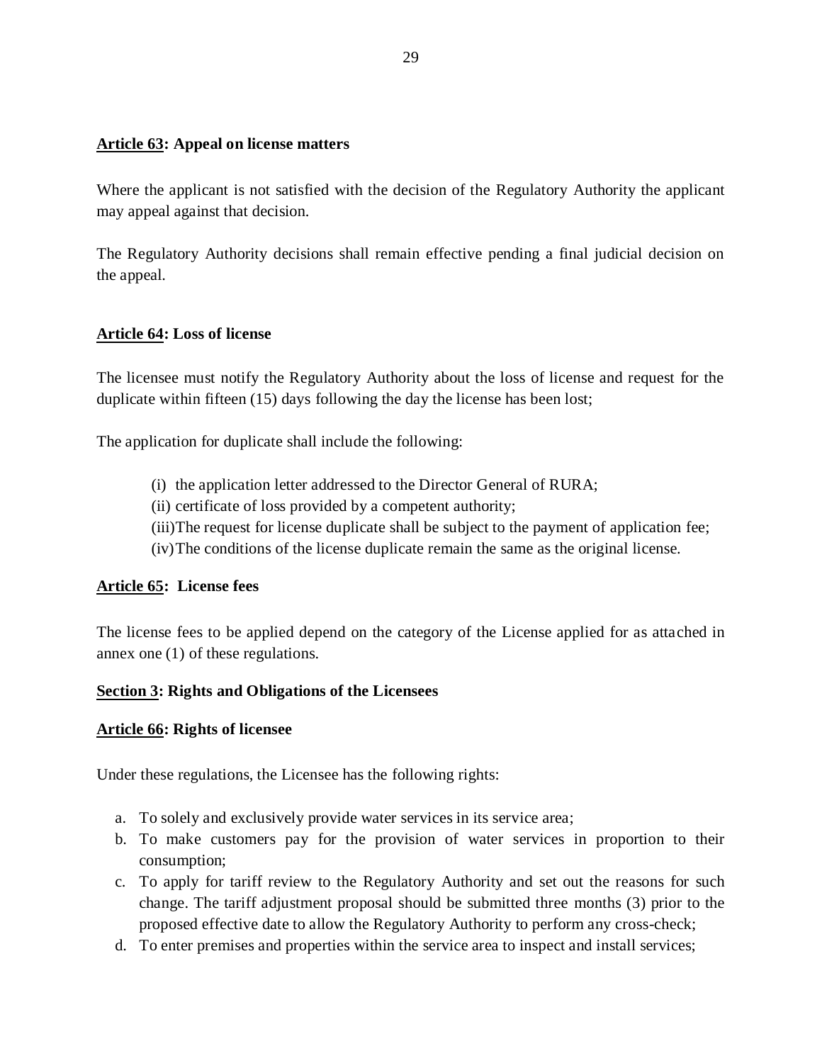**Article 63: Appeal on license matters**

Where the applicant is not satisfied with the decision of the Regulatory Authority the applicant may appeal against that decision.

The Regulatory Authority decisions shall remain effective pending a final judicial decision on the appeal.

**Article 64: Loss of license**

The licensee must notify the Regulatory Authority about the loss of license and request for the duplicate within fifteen (15) days following the day the license has been lost;

The application for duplicate shall include the following:

(i) the application letter addressed to the Director General of RURA;
(ii) certificate of loss provided by a competent authority;
(iii) The request for license duplicate shall be subject to the payment of application fee;
(iv) The conditions of the license duplicate remain the same as the original license.

**Article 65: License fees**

The license fees to be applied depend on the category of the License applied for as attached in annex one (1) of these regulations.

**Section 3: Rights and Obligations of the Licensees**

**Article 66: Rights of licensee**

Under these regulations, the Licensee has the following rights:

a. To solely and exclusively provide water services in its service area;
b. To make customers pay for the provision of water services in proportion to their consumption;
c. To apply for tariff review to the Regulatory Authority and set out the reasons for such change. The tariff adjustment proposal should be submitted three months (3) prior to the proposed effective date to allow the Regulatory Authority to perform any cross-check;
d. To enter premises and properties within the service area to inspect and install services;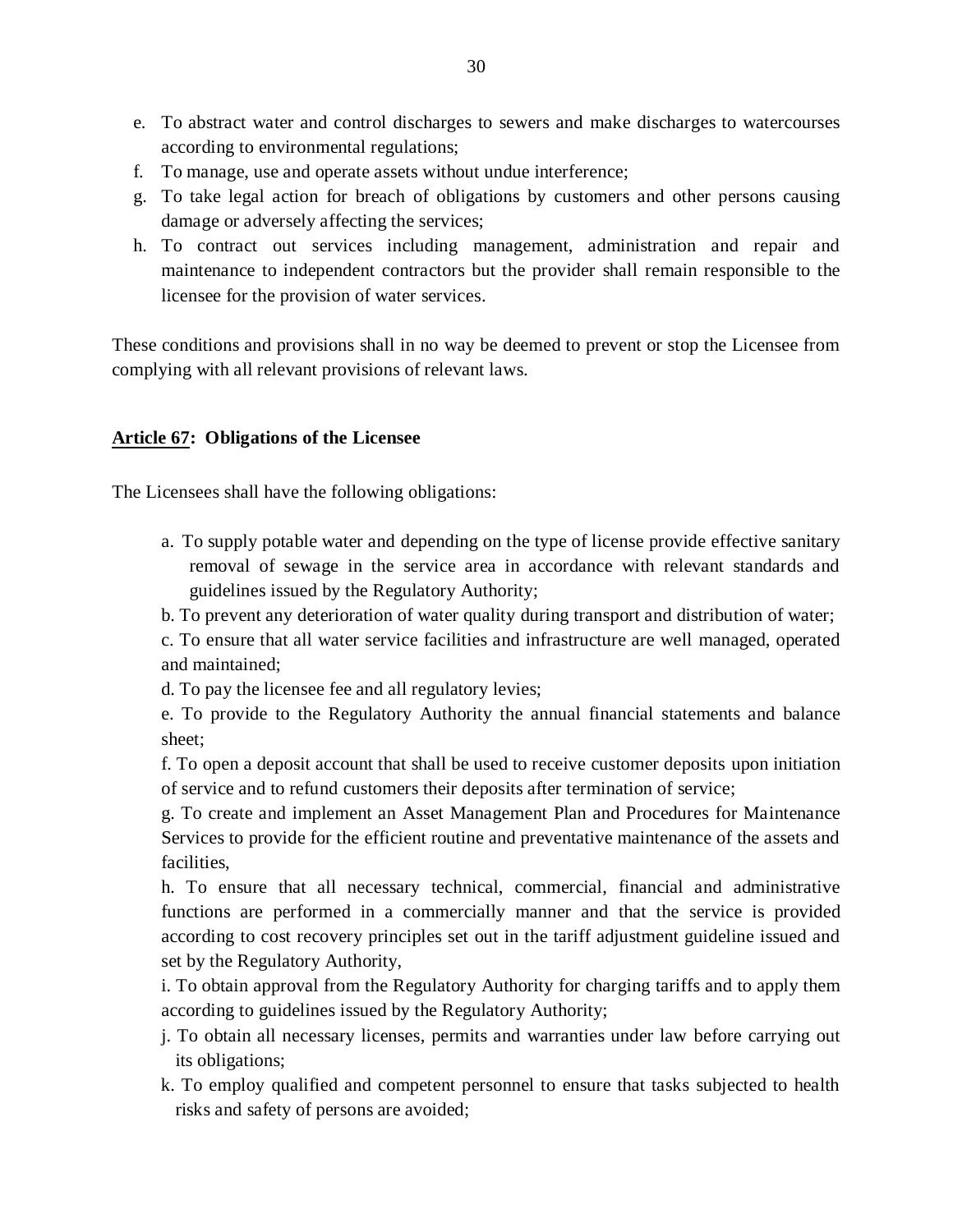e. To abstract water and control discharges to sewers and make discharges to watercourses according to environmental regulations;
f. To manage, use and operate assets without undue interference;
g. To take legal action for breach of obligations by customers and other persons causing damage or adversely affecting the services;
h. To contract out services including management, administration and repair and maintenance to independent contractors but the provider shall remain responsible to the licensee for the provision of water services.

These conditions and provisions shall in no way be deemed to prevent or stop the Licensee from complying with all relevant provisions of relevant laws.

**<u>Article 67</u>: Obligations of the Licensee**

The Licensees shall have the following obligations:

a. To supply potable water and depending on the type of license provide effective sanitary removal of sewage in the service area in accordance with relevant standards and guidelines issued by the Regulatory Authority;

b. To prevent any deterioration of water quality during transport and distribution of water;

c. To ensure that all water service facilities and infrastructure are well managed, operated and maintained;

d. To pay the licensee fee and all regulatory levies;

e. To provide to the Regulatory Authority the annual financial statements and balance sheet;

f. To open a deposit account that shall be used to receive customer deposits upon initiation of service and to refund customers their deposits after termination of service;

g. To create and implement an Asset Management Plan and Procedures for Maintenance Services to provide for the efficient routine and preventative maintenance of the assets and facilities,

h. To ensure that all necessary technical, commercial, financial and administrative functions are performed in a commercially manner and that the service is provided according to cost recovery principles set out in the tariff adjustment guideline issued and set by the Regulatory Authority,

i. To obtain approval from the Regulatory Authority for charging tariffs and to apply them according to guidelines issued by the Regulatory Authority;

j. To obtain all necessary licenses, permits and warranties under law before carrying out its obligations;

k. To employ qualified and competent personnel to ensure that tasks subjected to health risks and safety of persons are avoided;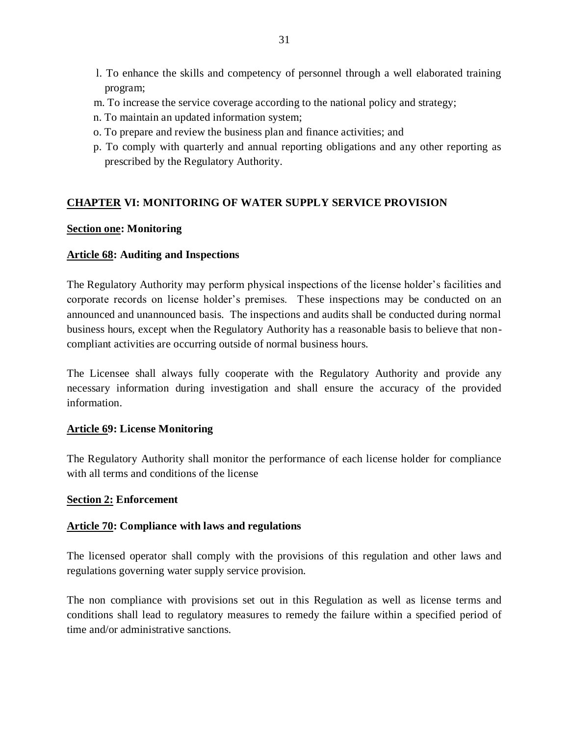l. To enhance the skills and competency of personnel through a well elaborated training program;

m. To increase the service coverage according to the national policy and strategy;

n. To maintain an updated information system;

o. To prepare and review the business plan and finance activities; and

p. To comply with quarterly and annual reporting obligations and any other reporting as prescribed by the Regulatory Authority.

## CHAPTER VI: MONITORING OF WATER SUPPLY SERVICE PROVISION

### Section one: Monitoring

#### Article 68: Auditing and Inspections

The Regulatory Authority may perform physical inspections of the license holder's facilities and corporate records on license holder's premises. These inspections may be conducted on an announced and unannounced basis. The inspections and audits shall be conducted during normal business hours, except when the Regulatory Authority has a reasonable basis to believe that non-compliant activities are occurring outside of normal business hours.

The Licensee shall always fully cooperate with the Regulatory Authority and provide any necessary information during investigation and shall ensure the accuracy of the provided information.

#### Article 69: License Monitoring

The Regulatory Authority shall monitor the performance of each license holder for compliance with all terms and conditions of the license

### Section 2: Enforcement

#### Article 70: Compliance with laws and regulations

The licensed operator shall comply with the provisions of this regulation and other laws and regulations governing water supply service provision.

The non compliance with provisions set out in this Regulation as well as license terms and conditions shall lead to regulatory measures to remedy the failure within a specified period of time and/or administrative sanctions.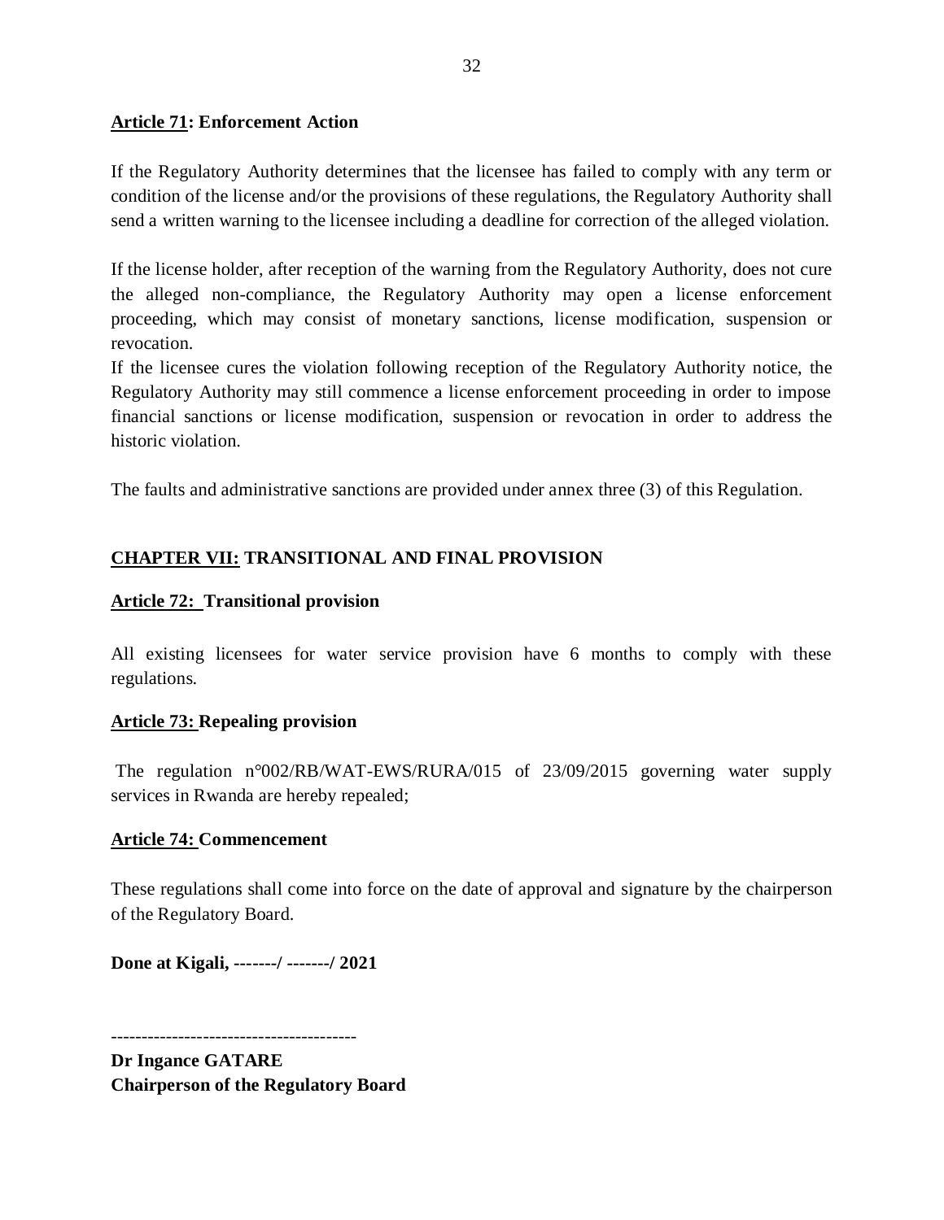**Article 71: Enforcement Action**

If the Regulatory Authority determines that the licensee has failed to comply with any term or condition of the license and/or the provisions of these regulations, the Regulatory Authority shall send a written warning to the licensee including a deadline for correction of the alleged violation.

If the license holder, after reception of the warning from the Regulatory Authority, does not cure the alleged non-compliance, the Regulatory Authority may open a license enforcement proceeding, which may consist of monetary sanctions, license modification, suspension or revocation.

If the licensee cures the violation following reception of the Regulatory Authority notice, the Regulatory Authority may still commence a license enforcement proceeding in order to impose financial sanctions or license modification, suspension or revocation in order to address the historic violation.

The faults and administrative sanctions are provided under annex three (3) of this Regulation.

## CHAPTER VII: TRANSITIONAL AND FINAL PROVISION

**Article 72: Transitional provision**

All existing licensees for water service provision have 6 months to comply with these regulations.

**Article 73: Repealing provision**

The regulation n°002/RB/WAT-EWS/RURA/015 of 23/09/2015 governing water supply services in Rwanda are hereby repealed;

**Article 74: Commencement**

These regulations shall come into force on the date of approval and signature by the chairperson of the Regulatory Board.

**Done at Kigali, -------/ -------/ 2021**

----------------------------------------

**Dr Ingance GATARE**
**Chairperson of the Regulatory Board**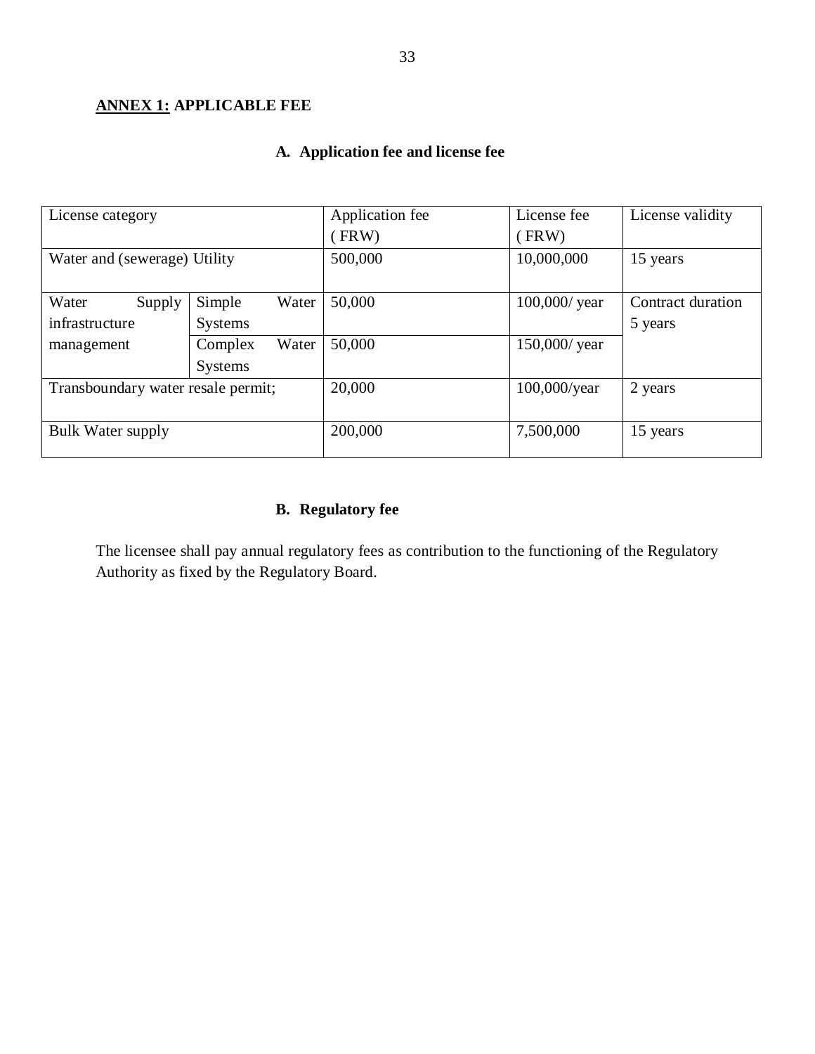## **ANNEX 1:** APPLICABLE FEE

### A. Application fee and license fee

| License category | | Application fee ( FRW) | License fee ( FRW) | License validity |
|---|---|---|---|---|
| Water and (sewerage) Utility | | 500,000 | 10,000,000 | 15 years |
| Water Supply infrastructure management | Simple Water Systems | 50,000 | 100,000/ year | Contract duration 5 years |
| | Complex Water Systems | 50,000 | 150,000/ year | |
| Transboundary water resale permit; | | 20,000 | 100,000/year | 2 years |
| Bulk Water supply | | 200,000 | 7,500,000 | 15 years |

### B. Regulatory fee

The licensee shall pay annual regulatory fees as contribution to the functioning of the Regulatory Authority as fixed by the Regulatory Board.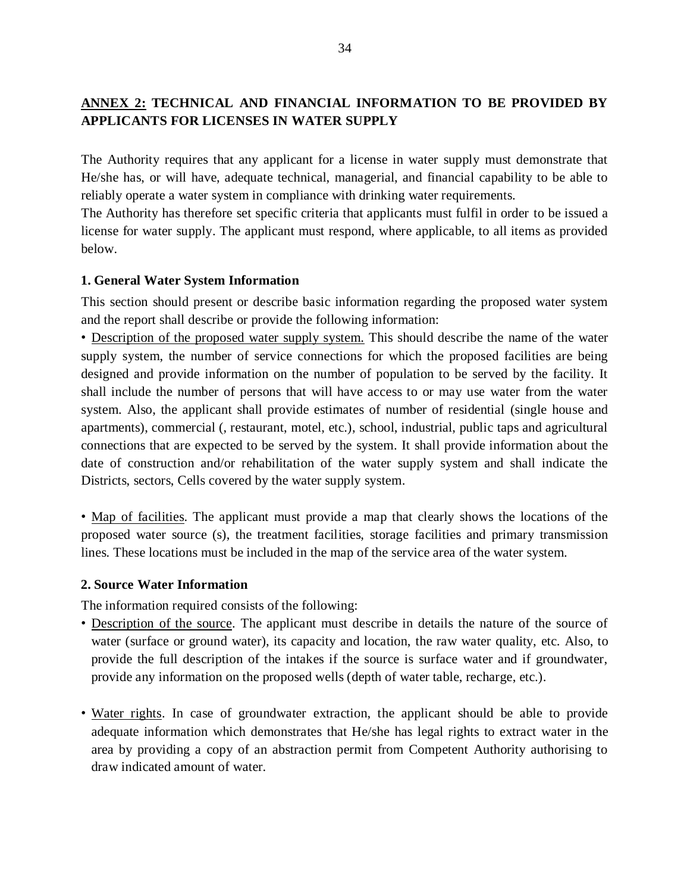## <u>ANNEX 2:</u> TECHNICAL AND FINANCIAL INFORMATION TO BE PROVIDED BY APPLICANTS FOR LICENSES IN WATER SUPPLY

The Authority requires that any applicant for a license in water supply must demonstrate that He/she has, or will have, adequate technical, managerial, and financial capability to be able to reliably operate a water system in compliance with drinking water requirements.

The Authority has therefore set specific criteria that applicants must fulfil in order to be issued a license for water supply. The applicant must respond, where applicable, to all items as provided below.

### 1. General Water System Information

This section should present or describe basic information regarding the proposed water system and the report shall describe or provide the following information:

• <u>Description of the proposed water supply system.</u> This should describe the name of the water supply system, the number of service connections for which the proposed facilities are being designed and provide information on the number of population to be served by the facility. It shall include the number of persons that will have access to or may use water from the water system. Also, the applicant shall provide estimates of number of residential (single house and apartments), commercial (, restaurant, motel, etc.), school, industrial, public taps and agricultural connections that are expected to be served by the system. It shall provide information about the date of construction and/or rehabilitation of the water supply system and shall indicate the Districts, sectors, Cells covered by the water supply system.

• <u>Map of facilities</u>. The applicant must provide a map that clearly shows the locations of the proposed water source (s), the treatment facilities, storage facilities and primary transmission lines. These locations must be included in the map of the service area of the water system.

### 2. Source Water Information

The information required consists of the following:

- <u>Description of the source</u>. The applicant must describe in details the nature of the source of water (surface or ground water), its capacity and location, the raw water quality, etc. Also, to provide the full description of the intakes if the source is surface water and if groundwater, provide any information on the proposed wells (depth of water table, recharge, etc.).

- <u>Water rights</u>. In case of groundwater extraction, the applicant should be able to provide adequate information which demonstrates that He/she has legal rights to extract water in the area by providing a copy of an abstraction permit from Competent Authority authorising to draw indicated amount of water.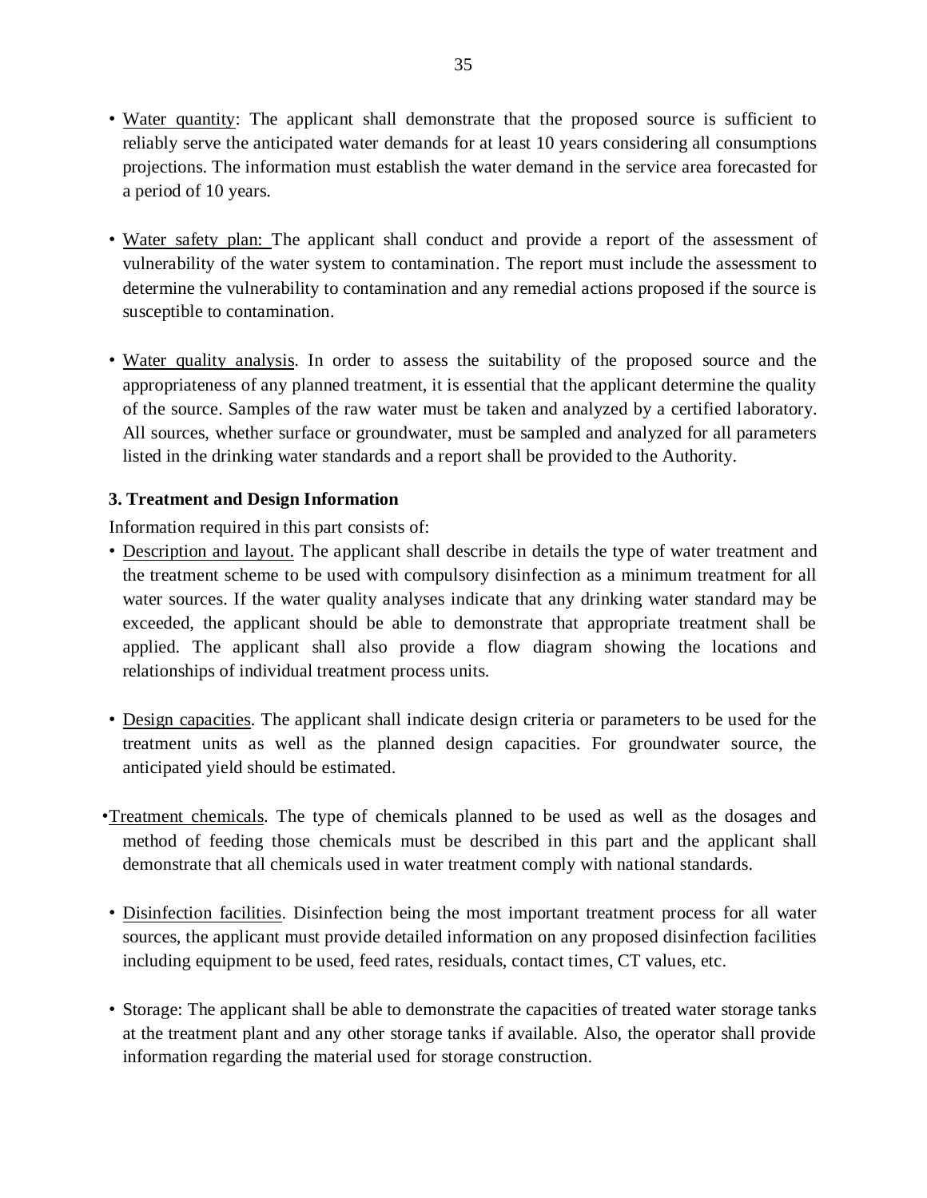- <u>Water quantity</u>: The applicant shall demonstrate that the proposed source is sufficient to reliably serve the anticipated water demands for at least 10 years considering all consumptions projections. The information must establish the water demand in the service area forecasted for a period of 10 years.

- <u>Water safety plan:</u> The applicant shall conduct and provide a report of the assessment of vulnerability of the water system to contamination. The report must include the assessment to determine the vulnerability to contamination and any remedial actions proposed if the source is susceptible to contamination.

- <u>Water quality analysis</u>. In order to assess the suitability of the proposed source and the appropriateness of any planned treatment, it is essential that the applicant determine the quality of the source. Samples of the raw water must be taken and analyzed by a certified laboratory. All sources, whether surface or groundwater, must be sampled and analyzed for all parameters listed in the drinking water standards and a report shall be provided to the Authority.

### 3. Treatment and Design Information

Information required in this part consists of:

- <u>Description and layout.</u> The applicant shall describe in details the type of water treatment and the treatment scheme to be used with compulsory disinfection as a minimum treatment for all water sources. If the water quality analyses indicate that any drinking water standard may be exceeded, the applicant should be able to demonstrate that appropriate treatment shall be applied. The applicant shall also provide a flow diagram showing the locations and relationships of individual treatment process units.

- <u>Design capacities</u>. The applicant shall indicate design criteria or parameters to be used for the treatment units as well as the planned design capacities. For groundwater source, the anticipated yield should be estimated.

- <u>Treatment chemicals</u>. The type of chemicals planned to be used as well as the dosages and method of feeding those chemicals must be described in this part and the applicant shall demonstrate that all chemicals used in water treatment comply with national standards.

- <u>Disinfection facilities</u>. Disinfection being the most important treatment process for all water sources, the applicant must provide detailed information on any proposed disinfection facilities including equipment to be used, feed rates, residuals, contact times, CT values, etc.

- Storage: The applicant shall be able to demonstrate the capacities of treated water storage tanks at the treatment plant and any other storage tanks if available. Also, the operator shall provide information regarding the material used for storage construction.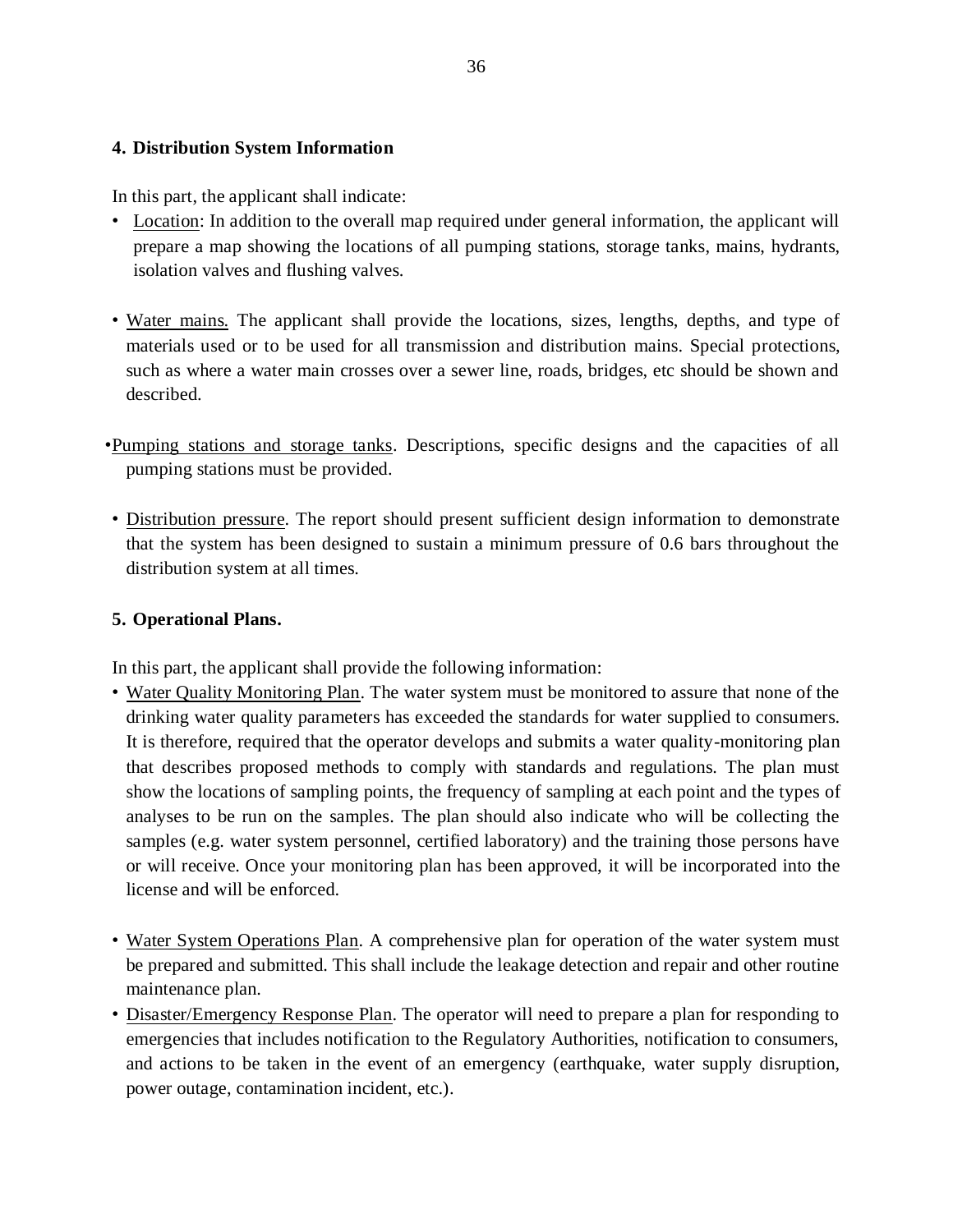## 4. Distribution System Information

In this part, the applicant shall indicate:

- Location: In addition to the overall map required under general information, the applicant will prepare a map showing the locations of all pumping stations, storage tanks, mains, hydrants, isolation valves and flushing valves.

- Water mains. The applicant shall provide the locations, sizes, lengths, depths, and type of materials used or to be used for all transmission and distribution mains. Special protections, such as where a water main crosses over a sewer line, roads, bridges, etc should be shown and described.

- Pumping stations and storage tanks. Descriptions, specific designs and the capacities of all pumping stations must be provided.

- Distribution pressure. The report should present sufficient design information to demonstrate that the system has been designed to sustain a minimum pressure of 0.6 bars throughout the distribution system at all times.

## 5. Operational Plans.

In this part, the applicant shall provide the following information:

- Water Quality Monitoring Plan. The water system must be monitored to assure that none of the drinking water quality parameters has exceeded the standards for water supplied to consumers. It is therefore, required that the operator develops and submits a water quality-monitoring plan that describes proposed methods to comply with standards and regulations. The plan must show the locations of sampling points, the frequency of sampling at each point and the types of analyses to be run on the samples. The plan should also indicate who will be collecting the samples (e.g. water system personnel, certified laboratory) and the training those persons have or will receive. Once your monitoring plan has been approved, it will be incorporated into the license and will be enforced.

- Water System Operations Plan. A comprehensive plan for operation of the water system must be prepared and submitted. This shall include the leakage detection and repair and other routine maintenance plan.
- Disaster/Emergency Response Plan. The operator will need to prepare a plan for responding to emergencies that includes notification to the Regulatory Authorities, notification to consumers, and actions to be taken in the event of an emergency (earthquake, water supply disruption, power outage, contamination incident, etc.).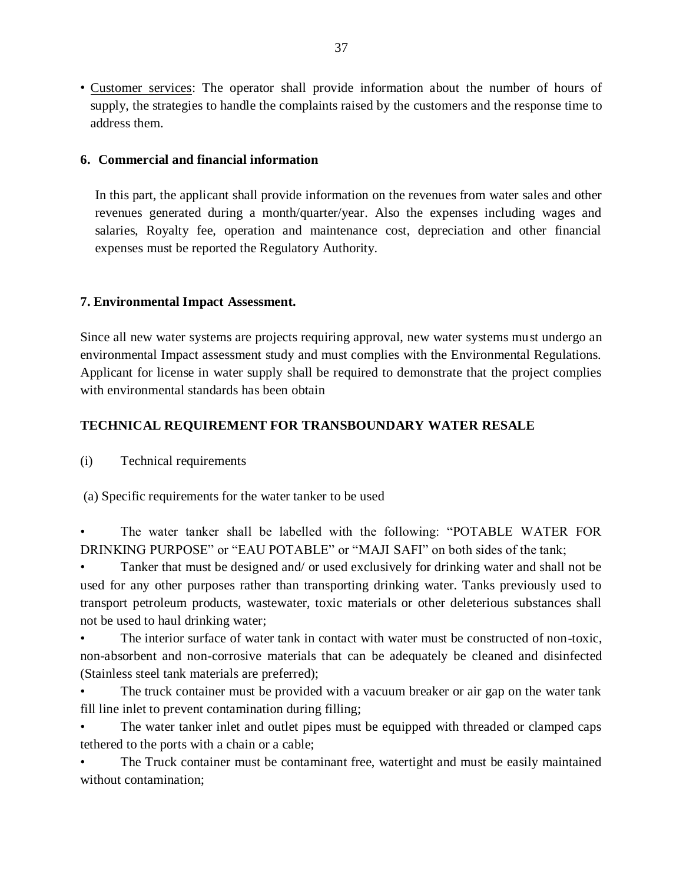- Customer services: The operator shall provide information about the number of hours of supply, the strategies to handle the complaints raised by the customers and the response time to address them.

## 6. Commercial and financial information

In this part, the applicant shall provide information on the revenues from water sales and other revenues generated during a month/quarter/year. Also the expenses including wages and salaries, Royalty fee, operation and maintenance cost, depreciation and other financial expenses must be reported the Regulatory Authority.

## 7. Environmental Impact Assessment.

Since all new water systems are projects requiring approval, new water systems must undergo an environmental Impact assessment study and must complies with the Environmental Regulations. Applicant for license in water supply shall be required to demonstrate that the project complies with environmental standards has been obtain

## TECHNICAL REQUIREMENT FOR TRANSBOUNDARY WATER RESALE

(i) Technical requirements

(a) Specific requirements for the water tanker to be used

- The water tanker shall be labelled with the following: "POTABLE WATER FOR DRINKING PURPOSE" or "EAU POTABLE" or "MAJI SAFI" on both sides of the tank;
- Tanker that must be designed and/ or used exclusively for drinking water and shall not be used for any other purposes rather than transporting drinking water. Tanks previously used to transport petroleum products, wastewater, toxic materials or other deleterious substances shall not be used to haul drinking water;
- The interior surface of water tank in contact with water must be constructed of non-toxic, non-absorbent and non-corrosive materials that can be adequately be cleaned and disinfected (Stainless steel tank materials are preferred);
- The truck container must be provided with a vacuum breaker or air gap on the water tank fill line inlet to prevent contamination during filling;
- The water tanker inlet and outlet pipes must be equipped with threaded or clamped caps tethered to the ports with a chain or a cable;
- The Truck container must be contaminant free, watertight and must be easily maintained without contamination;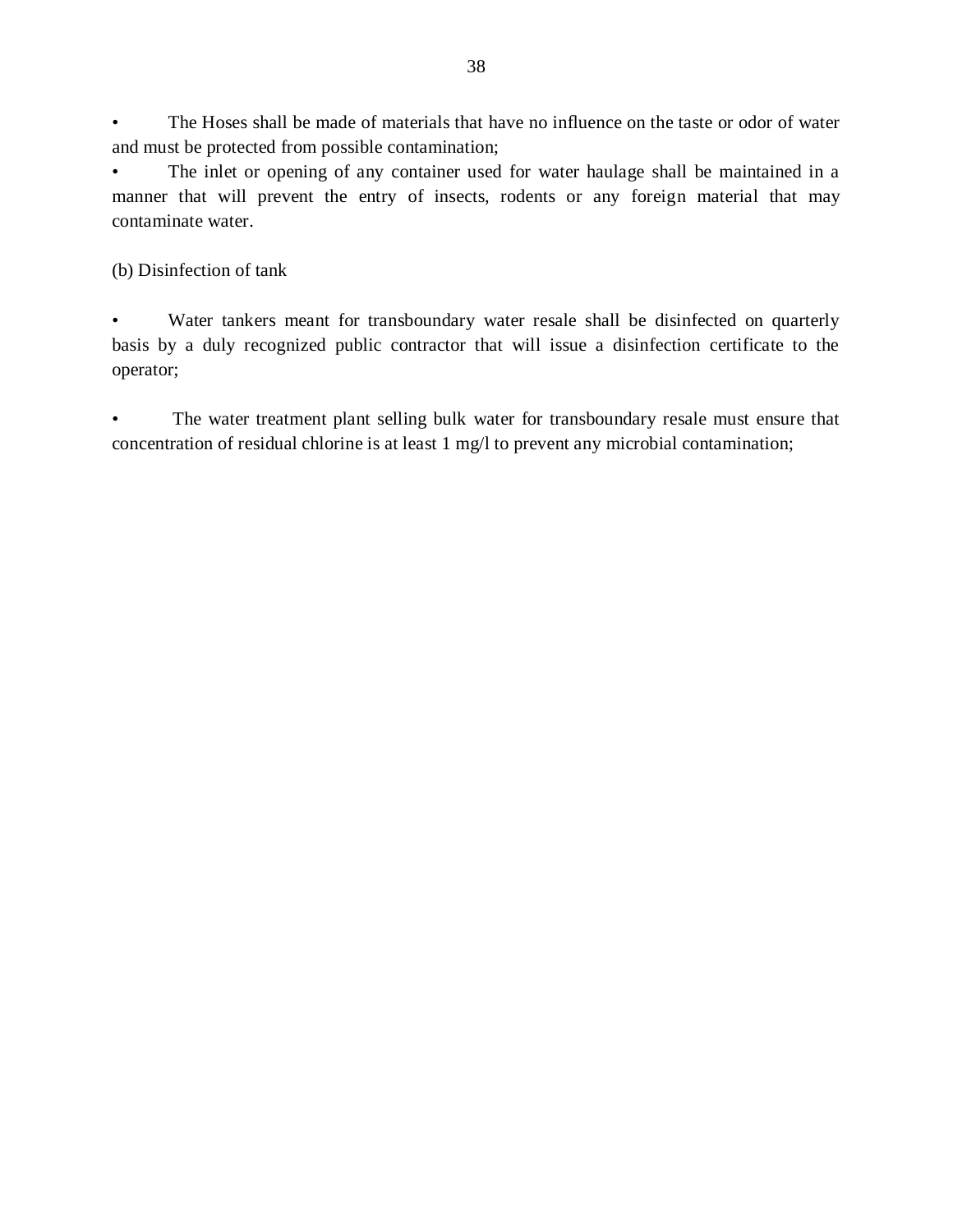- The Hoses shall be made of materials that have no influence on the taste or odor of water and must be protected from possible contamination;
- The inlet or opening of any container used for water haulage shall be maintained in a manner that will prevent the entry of insects, rodents or any foreign material that may contaminate water.

(b) Disinfection of tank

- Water tankers meant for transboundary water resale shall be disinfected on quarterly basis by a duly recognized public contractor that will issue a disinfection certificate to the operator;

- The water treatment plant selling bulk water for transboundary resale must ensure that concentration of residual chlorine is at least 1 mg/l to prevent any microbial contamination;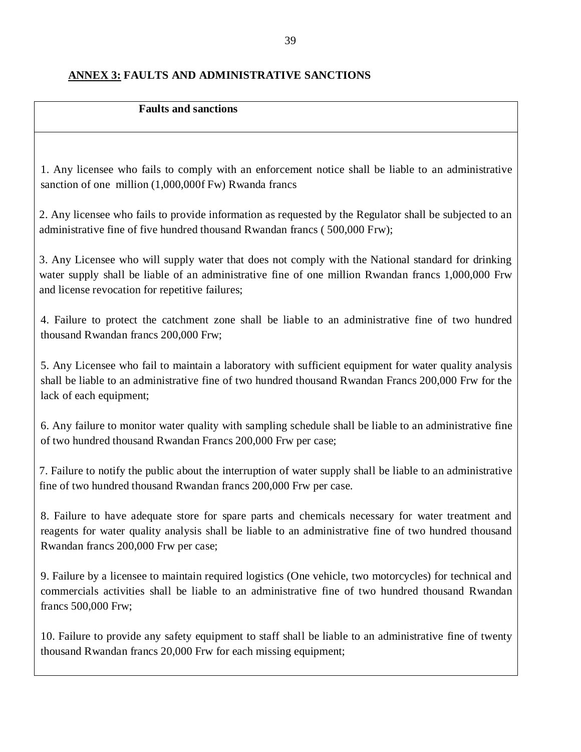**ANNEX 3: FAULTS AND ADMINISTRATIVE SANCTIONS**

| Faults and sanctions |
| --- |
| 1. Any licensee who fails to comply with an enforcement notice shall be liable to an administrative sanction of one million (1,000,000f Fw) Rwanda francs<br><br>2. Any licensee who fails to provide information as requested by the Regulator shall be subjected to an administrative fine of five hundred thousand Rwandan francs ( 500,000 Frw);<br><br>3. Any Licensee who will supply water that does not comply with the National standard for drinking water supply shall be liable of an administrative fine of one million Rwandan francs 1,000,000 Frw and license revocation for repetitive failures;<br><br>4. Failure to protect the catchment zone shall be liable to an administrative fine of two hundred thousand Rwandan francs 200,000 Frw;<br><br>5. Any Licensee who fail to maintain a laboratory with sufficient equipment for water quality analysis shall be liable to an administrative fine of two hundred thousand Rwandan Francs 200,000 Frw for the lack of each equipment;<br><br>6. Any failure to monitor water quality with sampling schedule shall be liable to an administrative fine of two hundred thousand Rwandan Francs 200,000 Frw per case;<br><br>7. Failure to notify the public about the interruption of water supply shall be liable to an administrative fine of two hundred thousand Rwandan francs 200,000 Frw per case.<br><br>8. Failure to have adequate store for spare parts and chemicals necessary for water treatment and reagents for water quality analysis shall be liable to an administrative fine of two hundred thousand Rwandan francs 200,000 Frw per case;<br><br>9. Failure by a licensee to maintain required logistics (One vehicle, two motorcycles) for technical and commercials activities shall be liable to an administrative fine of two hundred thousand Rwandan francs 500,000 Frw;<br><br>10. Failure to provide any safety equipment to staff shall be liable to an administrative fine of twenty thousand Rwandan francs 20,000 Frw for each missing equipment; |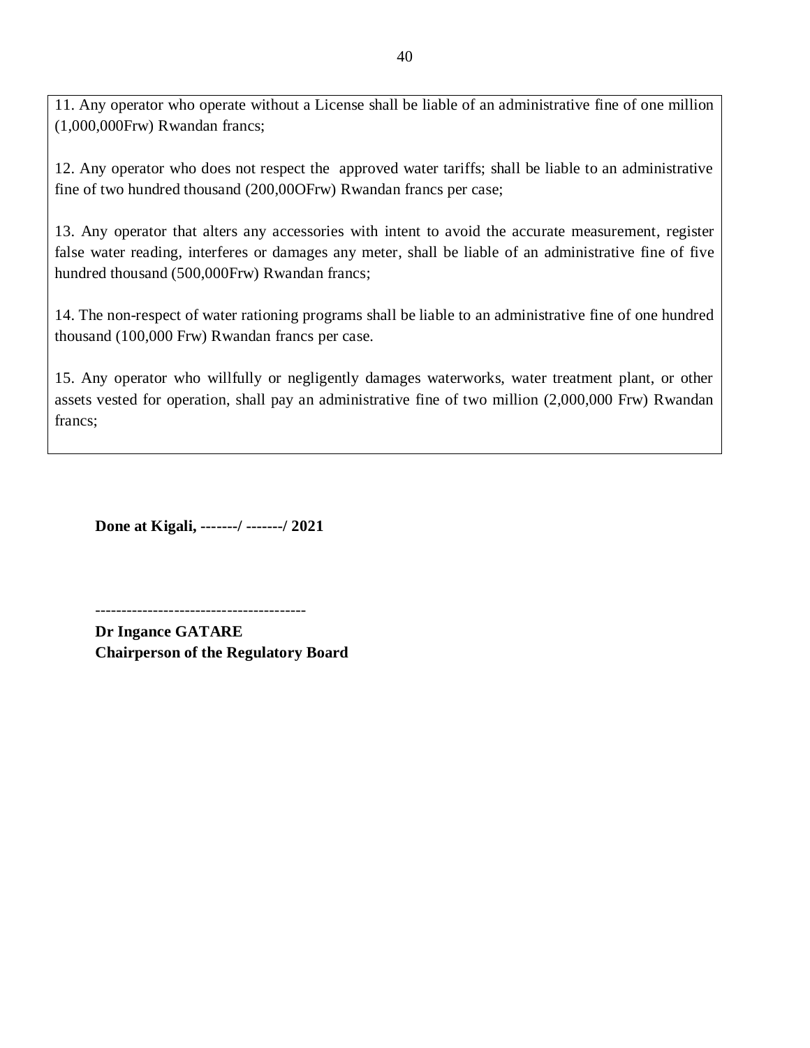11. Any operator who operate without a License shall be liable of an administrative fine of one million (1,000,000Frw) Rwandan francs;

12. Any operator who does not respect the approved water tariffs; shall be liable to an administrative fine of two hundred thousand (200,00OFrw) Rwandan francs per case;

13. Any operator that alters any accessories with intent to avoid the accurate measurement, register false water reading, interferes or damages any meter, shall be liable of an administrative fine of five hundred thousand (500,000Frw) Rwandan francs;

14. The non-respect of water rationing programs shall be liable to an administrative fine of one hundred thousand (100,000 Frw) Rwandan francs per case.

15. Any operator who willfully or negligently damages waterworks, water treatment plant, or other assets vested for operation, shall pay an administrative fine of two million (2,000,000 Frw) Rwandan francs;

**Done at Kigali, -------/ -------/ 2021**

----------------------------------------

**Dr Ingance GATARE**
**Chairperson of the Regulatory Board**